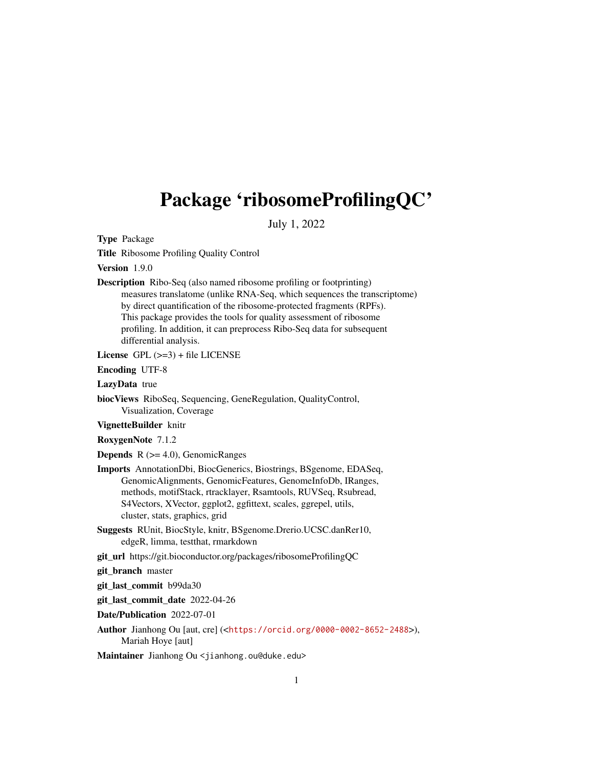# Package 'ribosomeProfilingQC'

July 1, 2022

**Type** Package

**Title** Ribosome Profiling Quality Control

**Version** 1.9.0

**Description** Ribo-Seq (also named ribosome profiling or footprinting) measures translatome (unlike RNA-Seq, which sequences the transcriptome) by direct quantification of the ribosome-protected fragments (RPFs). This package provides the tools for quality assessment of ribosome profiling. In addition, it can preprocess Ribo-Seq data for subsequent differential analysis.

**License** GPL (>=3) + file LICENSE

**Encoding** UTF-8

**LazyData** true

**biocViews** RiboSeq, Sequencing, GeneRegulation, QualityControl, Visualization, Coverage

**VignetteBuilder** knitr

**RoxygenNote** 7.1.2

**Depends** R (>= 4.0), GenomicRanges

**Imports** AnnotationDbi, BiocGenerics, Biostrings, BSgenome, EDASeq, GenomicAlignments, GenomicFeatures, GenomeInfoDb, IRanges, methods, motifStack, rtracklayer, Rsamtools, RUVSeq, Rsubread, S4Vectors, XVector, ggplot2, ggfittext, scales, ggrepel, utils, cluster, stats, graphics, grid

**Suggests** RUnit, BiocStyle, knitr, BSgenome.Drerio.UCSC.danRer10, edgeR, limma, testthat, rmarkdown

**git_url** https://git.bioconductor.org/packages/ribosomeProfilingQC

**git_branch** master

**git_last_commit** b99da30

**git_last_commit_date** 2022-04-26

**Date/Publication** 2022-07-01

**Author** Jianhong Ou [aut, cre] (<https://orcid.org/0000-0002-8652-2488>), Mariah Hoye [aut]

**Maintainer** Jianhong Ou <jianhong.ou@duke.edu>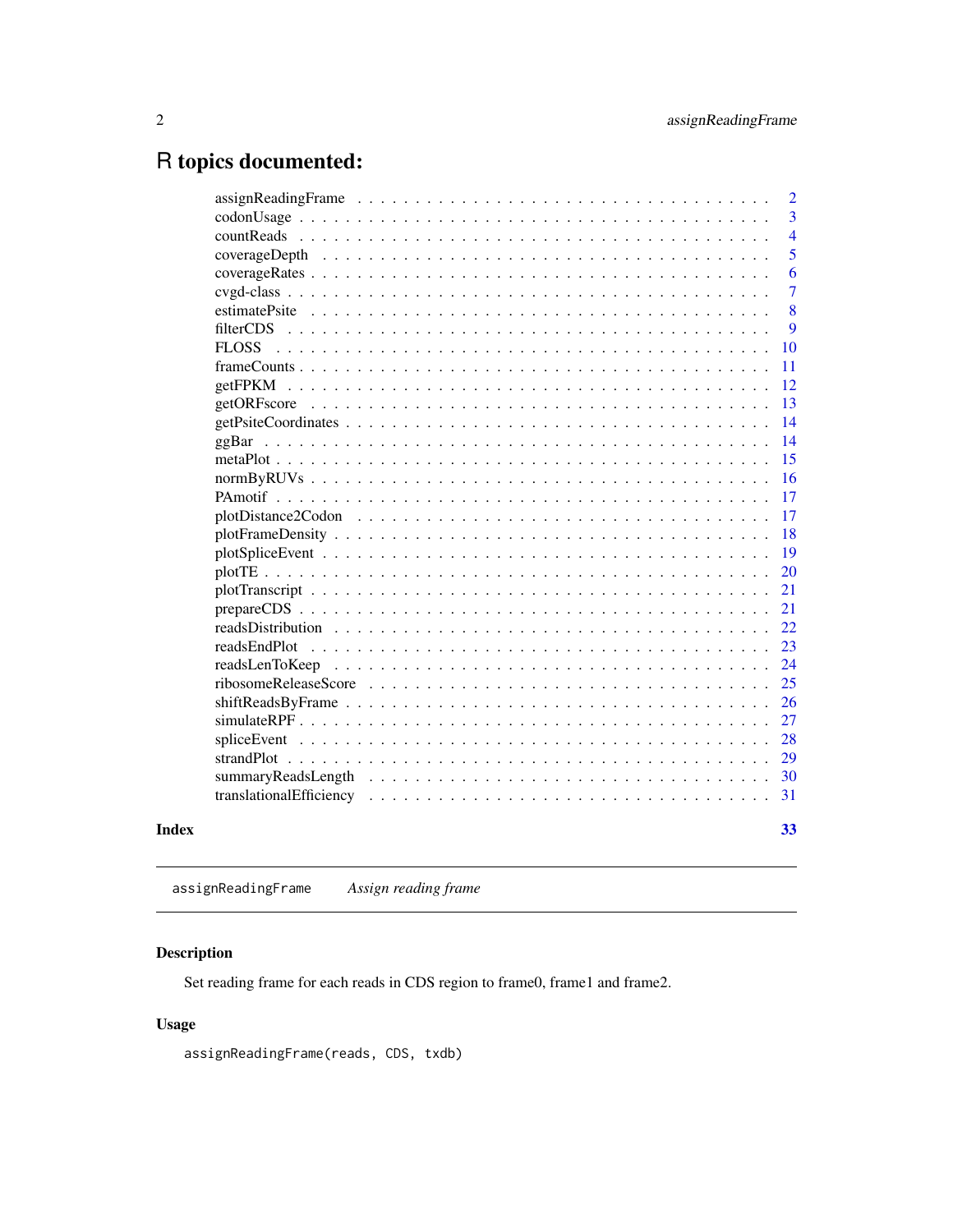# R topics documented:

| | |
|---|---|
| assignReadingFrame | 2 |
| codonUsage | 3 |
| countReads | 4 |
| coverageDepth | 5 |
| coverageRates | 6 |
| cvgd-class | 7 |
| estimatePsite | 8 |
| filterCDS | 9 |
| FLOSS | 10 |
| frameCounts | 11 |
| getFPKM | 12 |
| getORFscore | 13 |
| getPsiteCoordinates | 14 |
| ggBar | 14 |
| metaPlot | 15 |
| normByRUVs | 16 |
| PAmotif | 17 |
| plotDistance2Codon | 17 |
| plotFrameDensity | 18 |
| plotSpliceEvent | 19 |
| plotTE | 20 |
| plotTranscript | 21 |
| prepareCDS | 21 |
| readsDistribution | 22 |
| readsEndPlot | 23 |
| readsLenToKeep | 24 |
| ribosomeReleaseScore | 25 |
| shiftReadsByFrame | 26 |
| simulateRPF | 27 |
| spliceEvent | 28 |
| strandPlot | 29 |
| summaryReadsLength | 30 |
| translationalEfficiency | 31 |

**Index** 33

---

`assignReadingFrame` *Assign reading frame*

---

## Description

Set reading frame for each reads in CDS region to frame0, frame1 and frame2.

## Usage

```
assignReadingFrame(reads, CDS, txdb)
```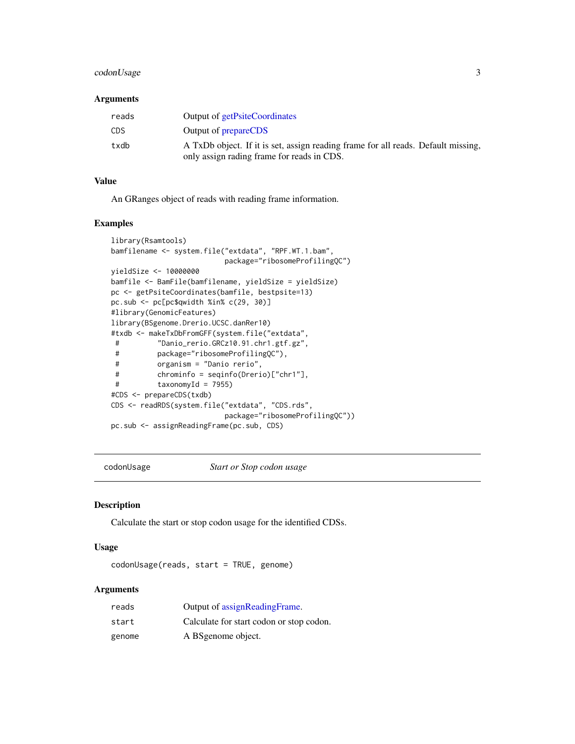### Arguments

| | |
|---|---|
| reads | Output of getPsiteCoordinates |
| CDS | Output of prepareCDS |
| txdb | A TxDb object. If it is set, assign reading frame for all reads. Default missing, only assign rading frame for reads in CDS. |

### Value

An GRanges object of reads with reading frame information.

### Examples

```
library(Rsamtools)
bamfilename <- system.file("extdata", "RPF.WT.1.bam",
                           package="ribosomeProfilingQC")
yieldSize <- 10000000
bamfile <- BamFile(bamfilename, yieldSize = yieldSize)
pc <- getPsiteCoordinates(bamfile, bestpsite=13)
pc.sub <- pc[pc$qwidth %in% c(29, 30)]
#library(GenomicFeatures)
library(BSgenome.Drerio.UCSC.danRer10)
#txdb <- makeTxDbFromGFF(system.file("extdata",
 #         "Danio_rerio.GRCz10.91.chr1.gtf.gz",
 #         package="ribosomeProfilingQC"),
 #         organism = "Danio rerio",
 #         chrominfo = seqinfo(Drerio)["chr1"],
 #         taxonomyId = 7955)
#CDS <- prepareCDS(txdb)
CDS <- readRDS(system.file("extdata", "CDS.rds",
                           package="ribosomeProfilingQC"))
pc.sub <- assignReadingFrame(pc.sub, CDS)
```

---

## codonUsage &nbsp;&nbsp;&nbsp;&nbsp; *Start or Stop codon usage*

---

### Description

Calculate the start or stop codon usage for the identified CDSs.

### Usage

```
codonUsage(reads, start = TRUE, genome)
```

### Arguments

| | |
|---|---|
| reads | Output of assignReadingFrame. |
| start | Calculate for start codon or stop codon. |
| genome | A BSgenome object. |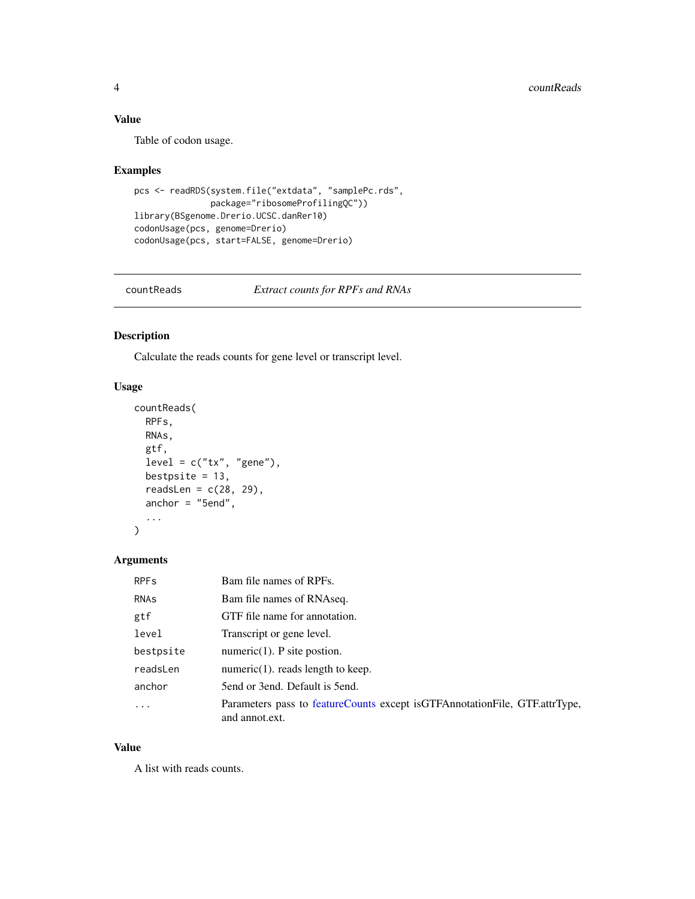## Value

Table of codon usage.

## Examples

```
pcs <- readRDS(system.file("extdata", "samplePc.rds",
                package="ribosomeProfilingQC"))
library(BSgenome.Drerio.UCSC.danRer10)
codonUsage(pcs, genome=Drerio)
codonUsage(pcs, start=FALSE, genome=Drerio)
```

---

# countReads — *Extract counts for RPFs and RNAs*

## Description

Calculate the reads counts for gene level or transcript level.

## Usage

```
countReads(
  RPFs,
  RNAs,
  gtf,
  level = c("tx", "gene"),
  bestpsite = 13,
  readsLen = c(28, 29),
  anchor = "5end",
  ...
)
```

## Arguments

| | |
|---|---|
| RPFs | Bam file names of RPFs. |
| RNAs | Bam file names of RNAseq. |
| gtf | GTF file name for annotation. |
| level | Transcript or gene level. |
| bestpsite | numeric(1). P site postion. |
| readsLen | numeric(1). reads length to keep. |
| anchor | 5end or 3end. Default is 5end. |
| ... | Parameters pass to featureCounts except isGTFAnnotationFile, GTF.attrType, and annot.ext. |

## Value

A list with reads counts.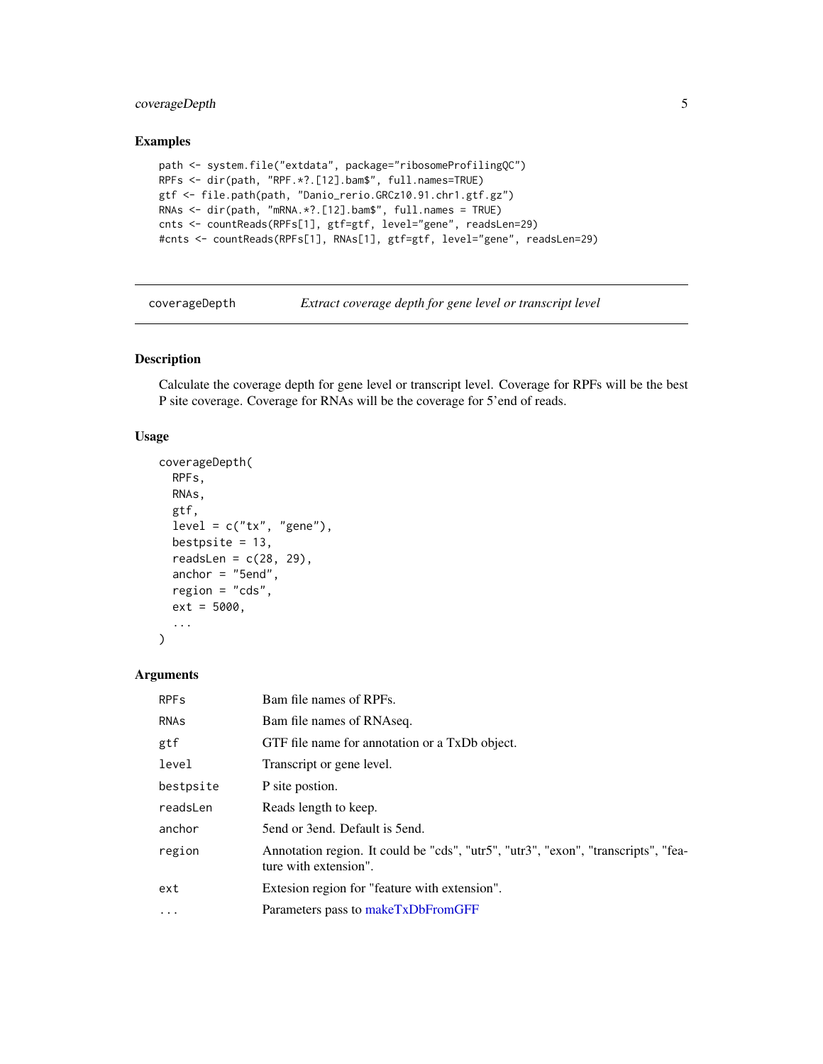## Examples

```
path <- system.file("extdata", package="ribosomeProfilingQC")
RPFs <- dir(path, "RPF.*?.[12].bam$", full.names=TRUE)
gtf <- file.path(path, "Danio_rerio.GRCz10.91.chr1.gtf.gz")
RNAs <- dir(path, "mRNA.*?.[12].bam$", full.names = TRUE)
cnts <- countReads(RPFs[1], gtf=gtf, level="gene", readsLen=29)
#cnts <- countReads(RPFs[1], RNAs[1], gtf=gtf, level="gene", readsLen=29)
```

---

# coverageDepth — *Extract coverage depth for gene level or transcript level*

---

## Description

Calculate the coverage depth for gene level or transcript level. Coverage for RPFs will be the best P site coverage. Coverage for RNAs will be the coverage for 5'end of reads.

## Usage

```
coverageDepth(
  RPFs,
  RNAs,
  gtf,
  level = c("tx", "gene"),
  bestpsite = 13,
  readsLen = c(28, 29),
  anchor = "5end",
  region = "cds",
  ext = 5000,
  ...
)
```

## Arguments

| | |
|---|---|
| `RPFs` | Bam file names of RPFs. |
| `RNAs` | Bam file names of RNAseq. |
| `gtf` | GTF file name for annotation or a TxDb object. |
| `level` | Transcript or gene level. |
| `bestpsite` | P site postion. |
| `readsLen` | Reads length to keep. |
| `anchor` | 5end or 3end. Default is 5end. |
| `region` | Annotation region. It could be "cds", "utr5", "utr3", "exon", "transcripts", "feature with extension". |
| `ext` | Extesion region for "feature with extension". |
| `...` | Parameters pass to makeTxDbFromGFF |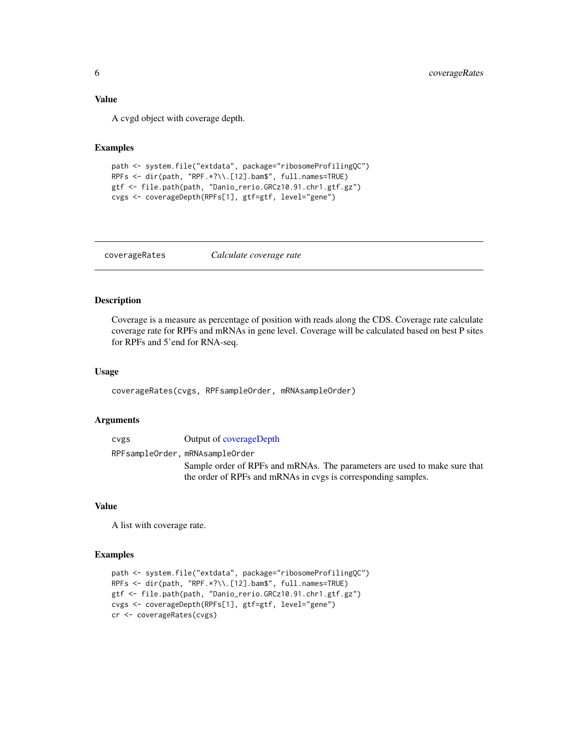### Value

A cvgd object with coverage depth.

### Examples

```
path <- system.file("extdata", package="ribosomeProfilingQC")
RPFs <- dir(path, "RPF.*?\\.[12].bam$", full.names=TRUE)
gtf <- file.path(path, "Danio_rerio.GRCz10.91.chr1.gtf.gz")
cvgs <- coverageDepth(RPFs[1], gtf=gtf, level="gene")
```

---

## coverageRates *Calculate coverage rate*

### Description

Coverage is a measure as percentage of position with reads along the CDS. Coverage rate calculate coverage rate for RPFs and mRNAs in gene level. Coverage will be calculated based on best P sites for RPFs and 5'end for RNA-seq.

### Usage

```
coverageRates(cvgs, RPFsampleOrder, mRNAsampleOrder)
```

### Arguments

| | |
|---|---|
| cvgs | Output of coverageDepth |
| RPFsampleOrder, mRNAsampleOrder | Sample order of RPFs and mRNAs. The parameters are used to make sure that the order of RPFs and mRNAs in cvgs is corresponding samples. |

### Value

A list with coverage rate.

### Examples

```
path <- system.file("extdata", package="ribosomeProfilingQC")
RPFs <- dir(path, "RPF.*?\\.[12].bam$", full.names=TRUE)
gtf <- file.path(path, "Danio_rerio.GRCz10.91.chr1.gtf.gz")
cvgs <- coverageDepth(RPFs[1], gtf=gtf, level="gene")
cr <- coverageRates(cvgs)
```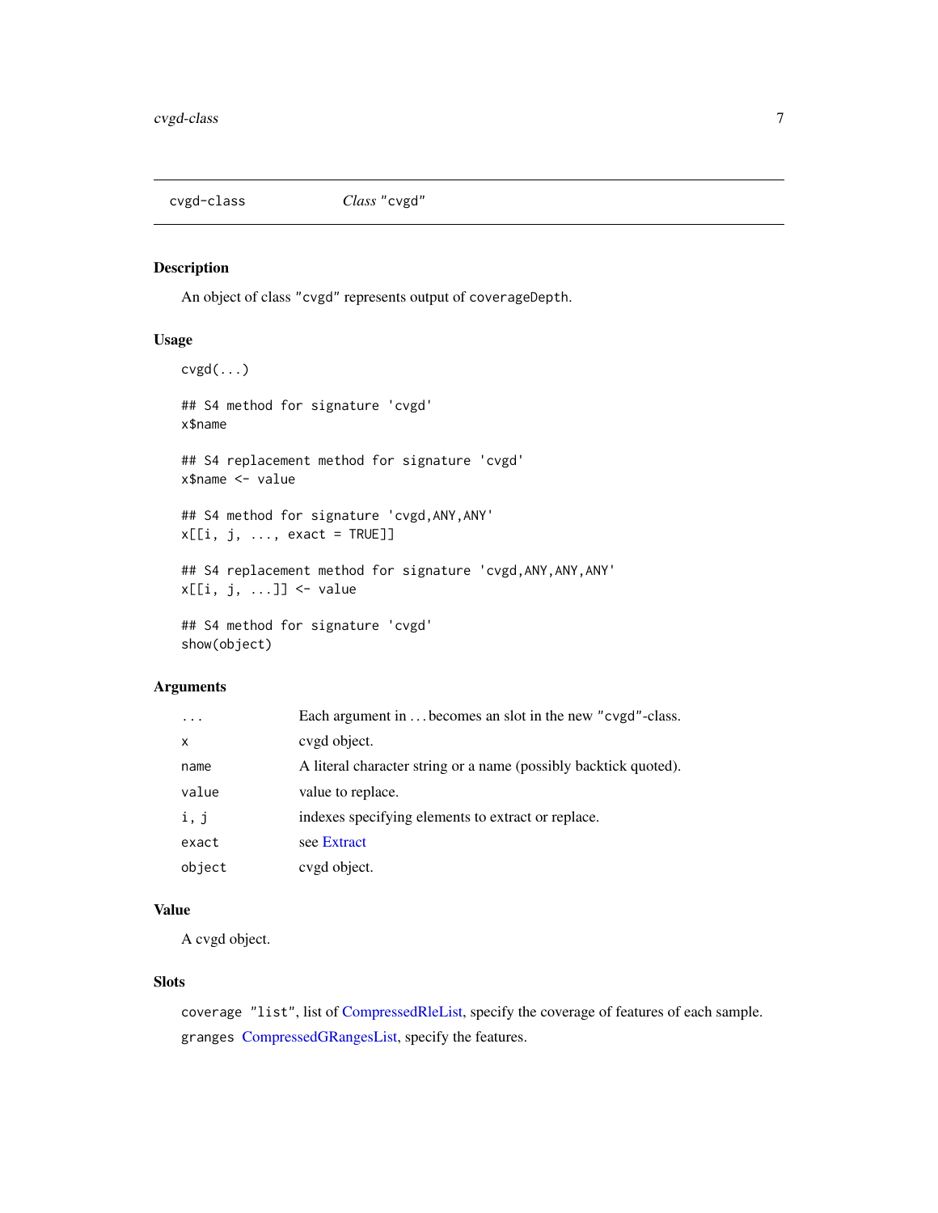# cvgd-class    *Class* "cvgd"

## Description

An object of class "cvgd" represents output of coverageDepth.

## Usage

```
cvgd(...)

## S4 method for signature 'cvgd'
x$name

## S4 replacement method for signature 'cvgd'
x$name <- value

## S4 method for signature 'cvgd,ANY,ANY'
x[[i, j, ..., exact = TRUE]]

## S4 replacement method for signature 'cvgd,ANY,ANY,ANY'
x[[i, j, ...]] <- value

## S4 method for signature 'cvgd'
show(object)
```

## Arguments

| | |
|---|---|
| ... | Each argument in ... becomes an slot in the new "cvgd"-class. |
| x | cvgd object. |
| name | A literal character string or a name (possibly backtick quoted). |
| value | value to replace. |
| i, j | indexes specifying elements to extract or replace. |
| exact | see Extract |
| object | cvgd object. |

## Value

A cvgd object.

## Slots

coverage "list", list of CompressedRleList, specify the coverage of features of each sample.

granges CompressedGRangesList, specify the features.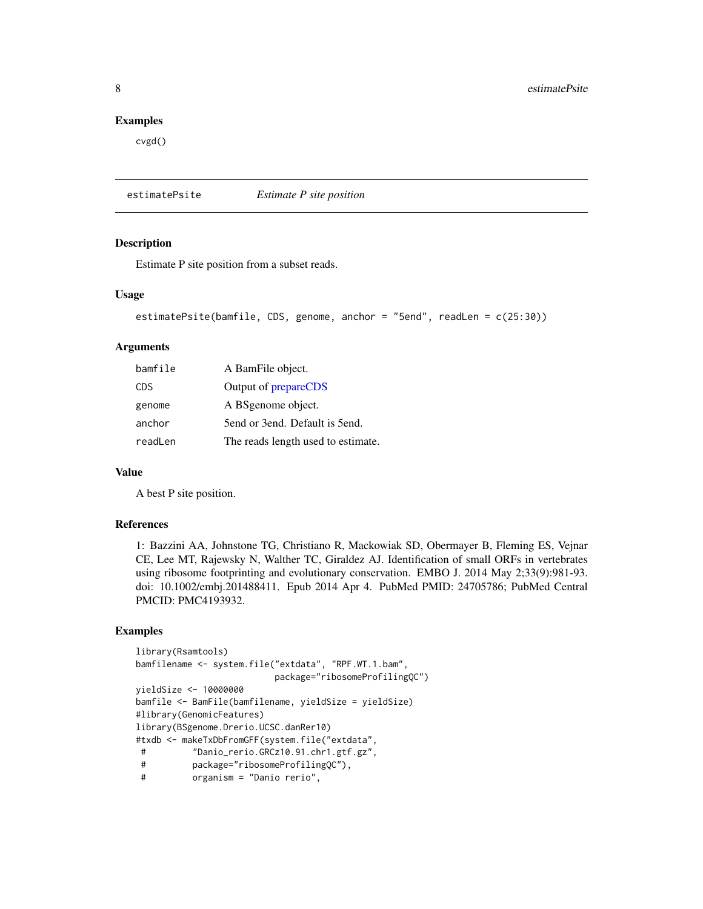## Examples

```
cvgd()
```

---

## estimatePsite — *Estimate P site position*

### Description

Estimate P site position from a subset reads.

### Usage

```
estimatePsite(bamfile, CDS, genome, anchor = "5end", readLen = c(25:30))
```

### Arguments

| | |
|---|---|
| bamfile | A BamFile object. |
| CDS | Output of prepareCDS |
| genome | A BSgenome object. |
| anchor | 5end or 3end. Default is 5end. |
| readLen | The reads length used to estimate. |

### Value

A best P site position.

### References

1: Bazzini AA, Johnstone TG, Christiano R, Mackowiak SD, Obermayer B, Fleming ES, Vejnar CE, Lee MT, Rajewsky N, Walther TC, Giraldez AJ. Identification of small ORFs in vertebrates using ribosome footprinting and evolutionary conservation. EMBO J. 2014 May 2;33(9):981-93. doi: 10.1002/embj.201488411. Epub 2014 Apr 4. PubMed PMID: 24705786; PubMed Central PMCID: PMC4193932.

### Examples

```
library(Rsamtools)
bamfilename <- system.file("extdata", "RPF.WT.1.bam",
                           package="ribosomeProfilingQC")
yieldSize <- 10000000
bamfile <- BamFile(bamfilename, yieldSize = yieldSize)
#library(GenomicFeatures)
library(BSgenome.Drerio.UCSC.danRer10)
#txdb <- makeTxDbFromGFF(system.file("extdata",
 #         "Danio_rerio.GRCz10.91.chr1.gtf.gz",
 #         package="ribosomeProfilingQC"),
 #         organism = "Danio rerio",
```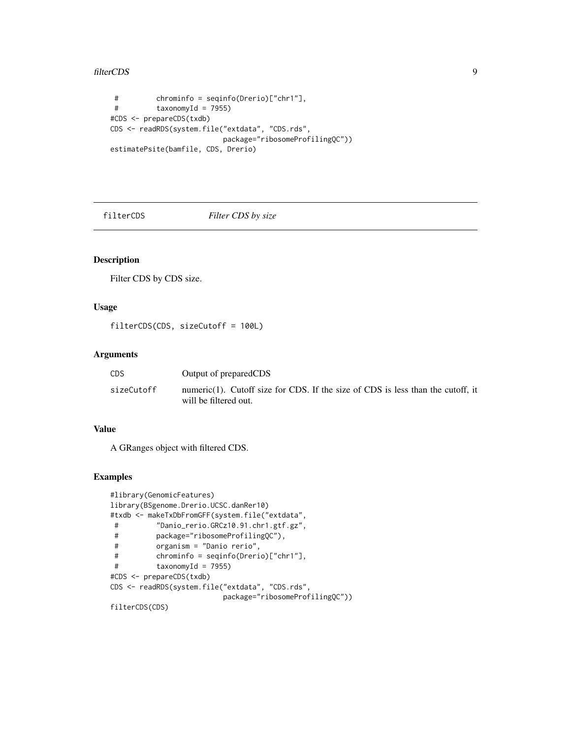```
 #         chrominfo = seqinfo(Drerio)["chr1"],
 #         taxonomyId = 7955)
#CDS <- prepareCDS(txdb)
CDS <- readRDS(system.file("extdata", "CDS.rds",
                          package="ribosomeProfilingQC"))
estimatePsite(bamfile, CDS, Drerio)
```

## filterCDS *Filter CDS by size*

### Description

Filter CDS by CDS size.

### Usage

```
filterCDS(CDS, sizeCutoff = 100L)
```

### Arguments

| | |
|---|---|
| CDS | Output of preparedCDS |
| sizeCutoff | numeric(1). Cutoff size for CDS. If the size of CDS is less than the cutoff, it will be filtered out. |

### Value

A GRanges object with filtered CDS.

### Examples

```
#library(GenomicFeatures)
library(BSgenome.Drerio.UCSC.danRer10)
#txdb <- makeTxDbFromGFF(system.file("extdata",
 #         "Danio_rerio.GRCz10.91.chr1.gtf.gz",
 #         package="ribosomeProfilingQC"),
 #         organism = "Danio rerio",
 #         chrominfo = seqinfo(Drerio)["chr1"],
 #         taxonomyId = 7955)
#CDS <- prepareCDS(txdb)
CDS <- readRDS(system.file("extdata", "CDS.rds",
                          package="ribosomeProfilingQC"))
filterCDS(CDS)
```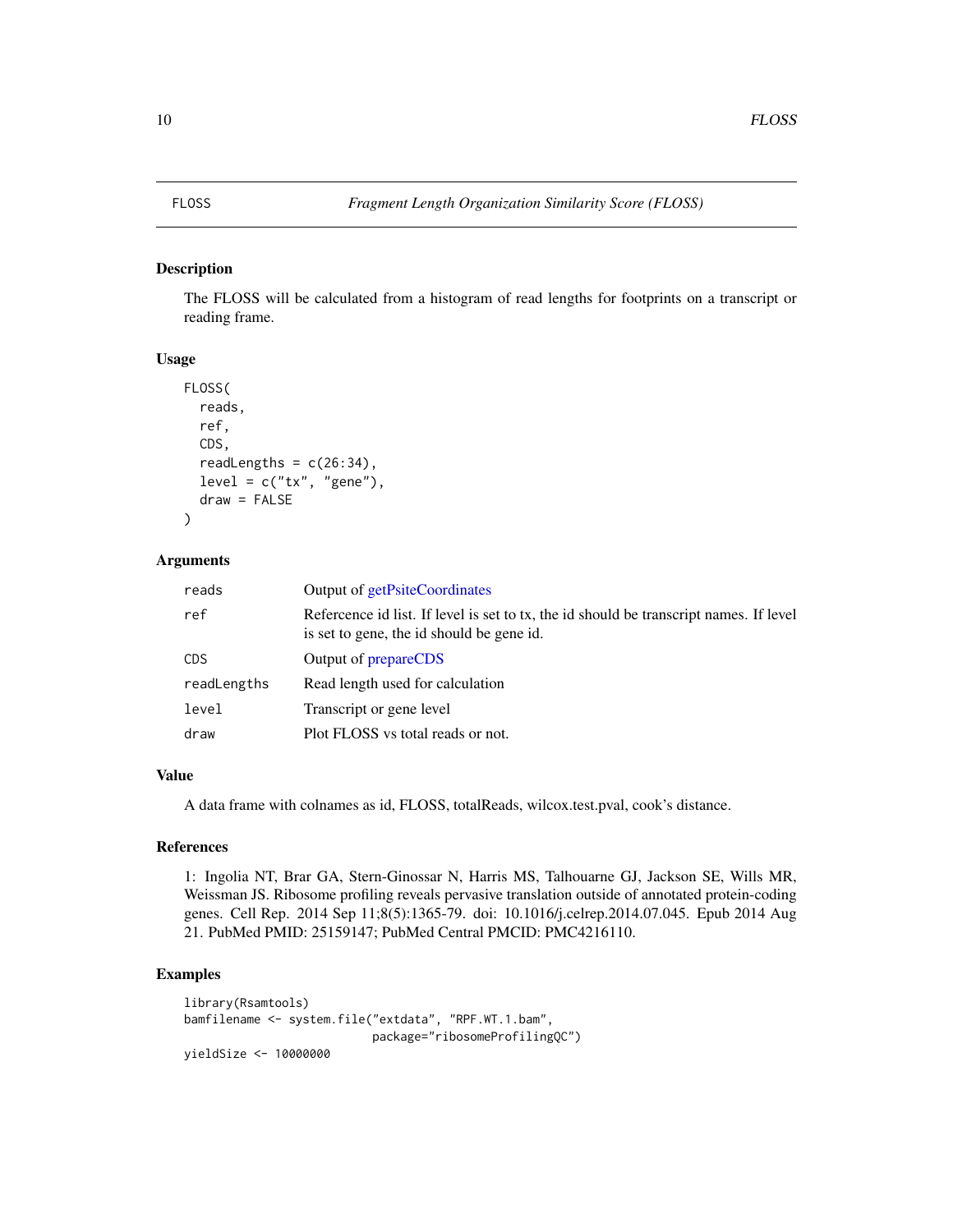# FLOSS

*Fragment Length Organization Similarity Score (FLOSS)*

## Description

The FLOSS will be calculated from a histogram of read lengths for footprints on a transcript or reading frame.

## Usage

```
FLOSS(
  reads,
  ref,
  CDS,
  readLengths = c(26:34),
  level = c("tx", "gene"),
  draw = FALSE
)
```

## Arguments

| | |
|---|---|
| reads | Output of getPsiteCoordinates |
| ref | Refercence id list. If level is set to tx, the id should be transcript names. If level is set to gene, the id should be gene id. |
| CDS | Output of prepareCDS |
| readLengths | Read length used for calculation |
| level | Transcript or gene level |
| draw | Plot FLOSS vs total reads or not. |

## Value

A data frame with colnames as id, FLOSS, totalReads, wilcox.test.pval, cook's distance.

## References

1: Ingolia NT, Brar GA, Stern-Ginossar N, Harris MS, Talhouarne GJ, Jackson SE, Wills MR, Weissman JS. Ribosome profiling reveals pervasive translation outside of annotated protein-coding genes. Cell Rep. 2014 Sep 11;8(5):1365-79. doi: 10.1016/j.celrep.2014.07.045. Epub 2014 Aug 21. PubMed PMID: 25159147; PubMed Central PMCID: PMC4216110.

## Examples

```
library(Rsamtools)
bamfilename <- system.file("extdata", "RPF.WT.1.bam",
                           package="ribosomeProfilingQC")
yieldSize <- 10000000
```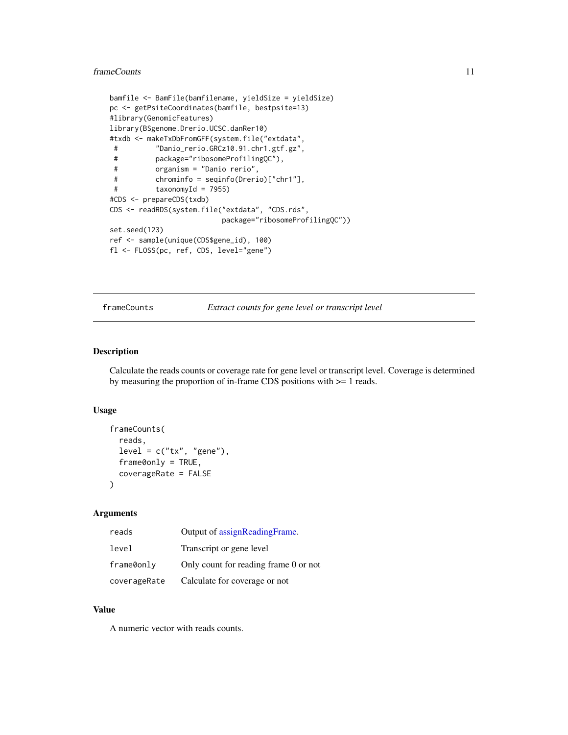```
bamfile <- BamFile(bamfilename, yieldSize = yieldSize)
pc <- getPsiteCoordinates(bamfile, bestpsite=13)
#library(GenomicFeatures)
library(BSgenome.Drerio.UCSC.danRer10)
#txdb <- makeTxDbFromGFF(system.file("extdata",
 #         "Danio_rerio.GRCz10.91.chr1.gtf.gz",
 #         package="ribosomeProfilingQC"),
 #         organism = "Danio rerio",
 #         chrominfo = seqinfo(Drerio)["chr1"],
 #         taxonomyId = 7955)
#CDS <- prepareCDS(txdb)
CDS <- readRDS(system.file("extdata", "CDS.rds",
                           package="ribosomeProfilingQC"))
set.seed(123)
ref <- sample(unique(CDS$gene_id), 100)
fl <- FLOSS(pc, ref, CDS, level="gene")
```

---

## frameCounts — *Extract counts for gene level or transcript level*

### Description

Calculate the reads counts or coverage rate for gene level or transcript level. Coverage is determined by measuring the proportion of in-frame CDS positions with >= 1 reads.

### Usage

```
frameCounts(
  reads,
  level = c("tx", "gene"),
  frame0only = TRUE,
  coverageRate = FALSE
)
```

### Arguments

| | |
|---|---|
| reads | Output of assignReadingFrame. |
| level | Transcript or gene level |
| frame0only | Only count for reading frame 0 or not |
| coverageRate | Calculate for coverage or not |

### Value

A numeric vector with reads counts.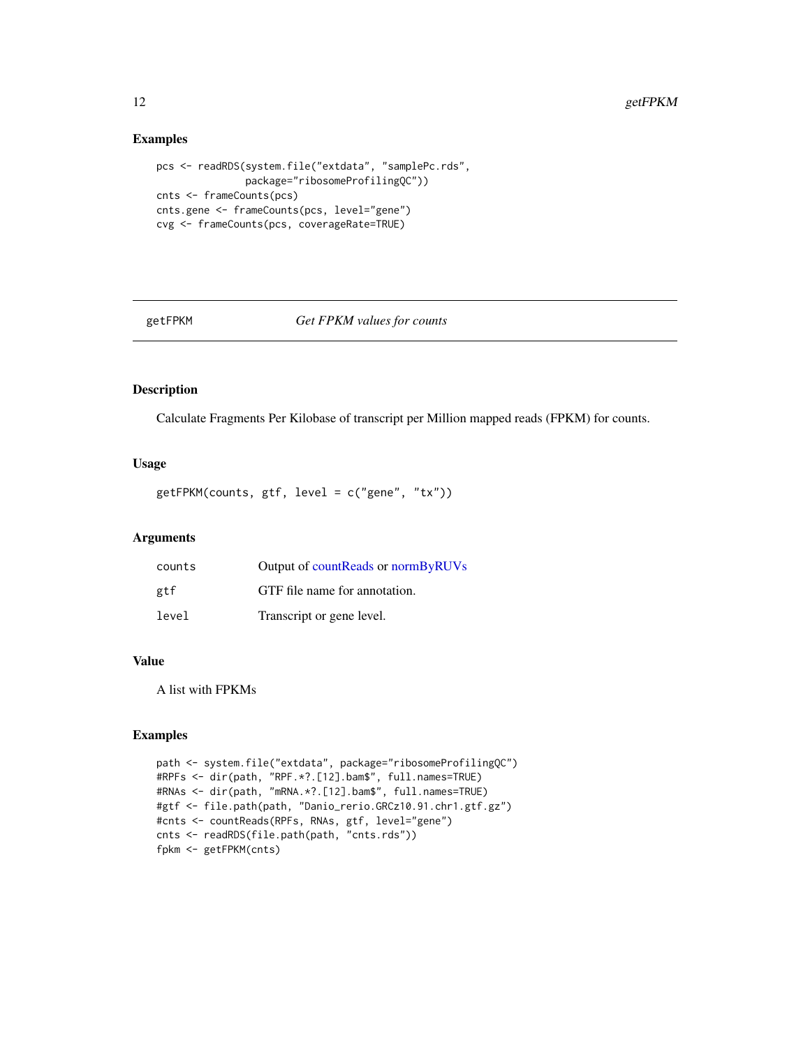### Examples

```
pcs <- readRDS(system.file("extdata", "samplePc.rds",
               package="ribosomeProfilingQC"))
cnts <- frameCounts(pcs)
cnts.gene <- frameCounts(pcs, level="gene")
cvg <- frameCounts(pcs, coverageRate=TRUE)
```

---

## getFPKM *Get FPKM values for counts*

---

### Description

Calculate Fragments Per Kilobase of transcript per Million mapped reads (FPKM) for counts.

### Usage

```
getFPKM(counts, gtf, level = c("gene", "tx"))
```

### Arguments

| | |
|---|---|
| counts | Output of countReads or normByRUVs |
| gtf | GTF file name for annotation. |
| level | Transcript or gene level. |

### Value

A list with FPKMs

### Examples

```
path <- system.file("extdata", package="ribosomeProfilingQC")
#RPFs <- dir(path, "RPF.*?.[12].bam$", full.names=TRUE)
#RNAs <- dir(path, "mRNA.*?.[12].bam$", full.names=TRUE)
#gtf <- file.path(path, "Danio_rerio.GRCz10.91.chr1.gtf.gz")
#cnts <- countReads(RPFs, RNAs, gtf, level="gene")
cnts <- readRDS(file.path(path, "cnts.rds"))
fpkm <- getFPKM(cnts)
```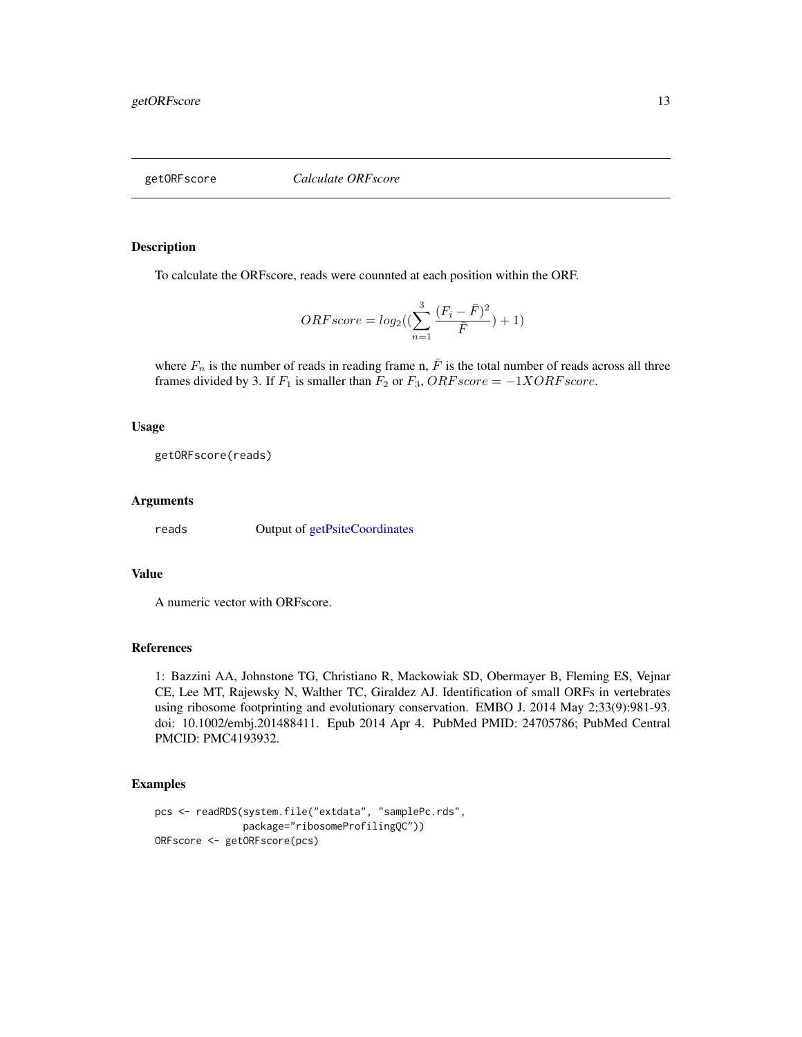## getORFscore *Calculate ORFscore*

### Description

To calculate the ORFscore, reads were counnted at each position within the ORF.

$$ORFscore = log_2((\sum_{n=1}^{3} \frac{(F_i - \bar{F})^2}{\bar{F}}) + 1)$$

where $F_n$ is the number of reads in reading frame n, $\bar{F}$ is the total number of reads across all three frames divided by 3. If $F_1$ is smaller than $F_2$ or $F_3$, $ORFscore = -1XORFscore$.

### Usage

```
getORFscore(reads)
```

### Arguments

| | |
|---|---|
| reads | Output of getPsiteCoordinates |

### Value

A numeric vector with ORFscore.

### References

1: Bazzini AA, Johnstone TG, Christiano R, Mackowiak SD, Obermayer B, Fleming ES, Vejnar CE, Lee MT, Rajewsky N, Walther TC, Giraldez AJ. Identification of small ORFs in vertebrates using ribosome footprinting and evolutionary conservation. EMBO J. 2014 May 2;33(9):981-93. doi: 10.1002/embj.201488411. Epub 2014 Apr 4. PubMed PMID: 24705786; PubMed Central PMCID: PMC4193932.

### Examples

```
pcs <- readRDS(system.file("extdata", "samplePc.rds",
               package="ribosomeProfilingQC"))
ORFscore <- getORFscore(pcs)
```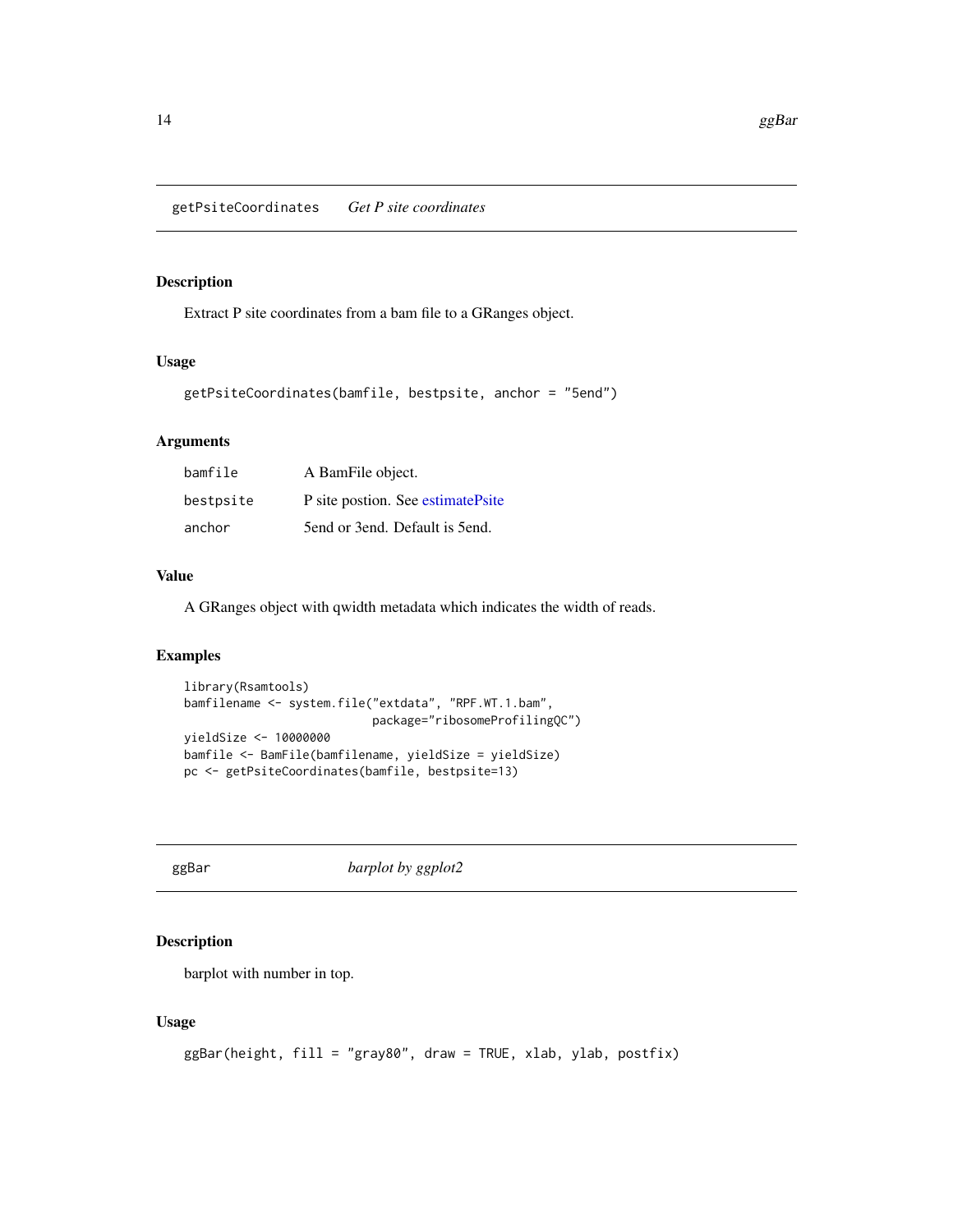## getPsiteCoordinates    *Get P site coordinates*

### Description

Extract P site coordinates from a bam file to a GRanges object.

### Usage

```
getPsiteCoordinates(bamfile, bestpsite, anchor = "5end")
```

### Arguments

| | |
|---|---|
| bamfile | A BamFile object. |
| bestpsite | P site postion. See estimatePsite |
| anchor | 5end or 3end. Default is 5end. |

### Value

A GRanges object with qwidth metadata which indicates the width of reads.

### Examples

```
library(Rsamtools)
bamfilename <- system.file("extdata", "RPF.WT.1.bam",
                           package="ribosomeProfilingQC")
yieldSize <- 10000000
bamfile <- BamFile(bamfilename, yieldSize = yieldSize)
pc <- getPsiteCoordinates(bamfile, bestpsite=13)
```

## ggBar    *barplot by ggplot2*

### Description

barplot with number in top.

### Usage

```
ggBar(height, fill = "gray80", draw = TRUE, xlab, ylab, postfix)
```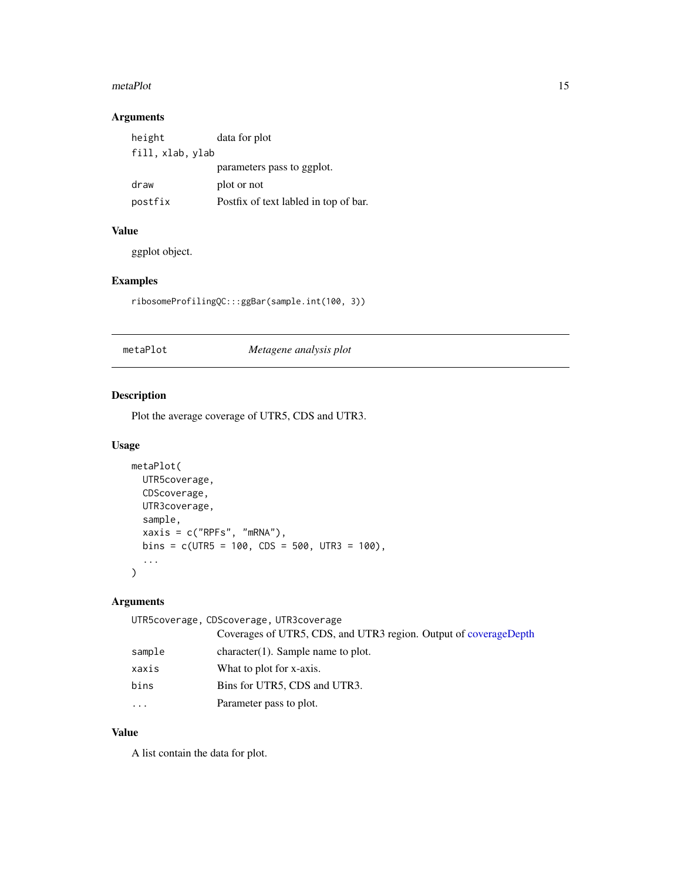### Arguments

| | |
|---|---|
| `height` | data for plot |
| `fill, xlab, ylab` | parameters pass to ggplot. |
| `draw` | plot or not |
| `postfix` | Postfix of text labled in top of bar. |

### Value

ggplot object.

### Examples

```
ribosomeProfilingQC:::ggBar(sample.int(100, 3))
```

---

## metaPlot *Metagene analysis plot*

---

### Description

Plot the average coverage of UTR5, CDS and UTR3.

### Usage

```
metaPlot(
  UTR5coverage,
  CDScoverage,
  UTR3coverage,
  sample,
  xaxis = c("RPFs", "mRNA"),
  bins = c(UTR5 = 100, CDS = 500, UTR3 = 100),
  ...
)
```

### Arguments

| | |
|---|---|
| `UTR5coverage, CDScoverage, UTR3coverage` | Coverages of UTR5, CDS, and UTR3 region. Output of coverageDepth |
| `sample` | character(1). Sample name to plot. |
| `xaxis` | What to plot for x-axis. |
| `bins` | Bins for UTR5, CDS and UTR3. |
| `...` | Parameter pass to plot. |

### Value

A list contain the data for plot.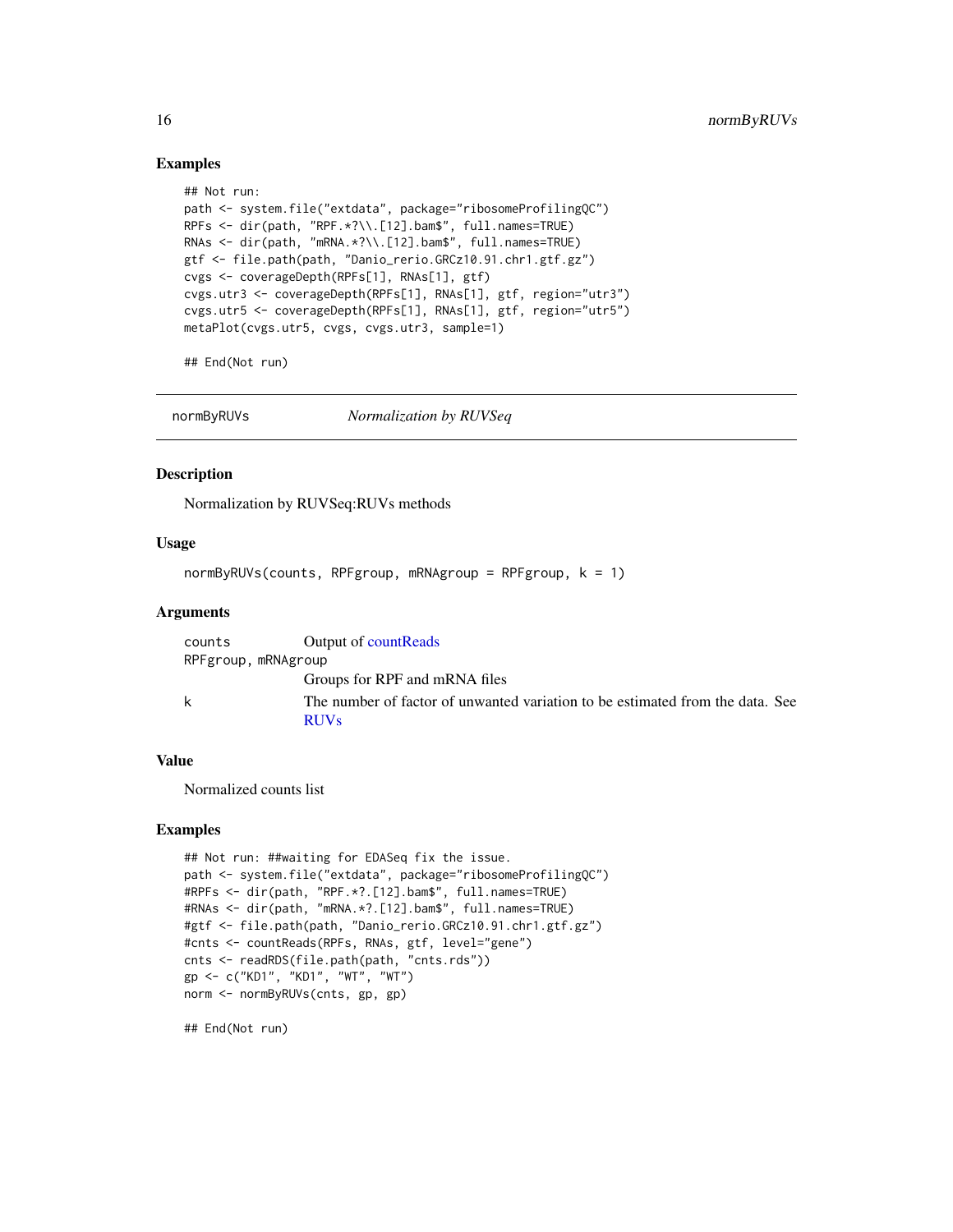## Examples

```
## Not run:
path <- system.file("extdata", package="ribosomeProfilingQC")
RPFs <- dir(path, "RPF.*?\\.[12].bam$", full.names=TRUE)
RNAs <- dir(path, "mRNA.*?\\.[12].bam$", full.names=TRUE)
gtf <- file.path(path, "Danio_rerio.GRCz10.91.chr1.gtf.gz")
cvgs <- coverageDepth(RPFs[1], RNAs[1], gtf)
cvgs.utr3 <- coverageDepth(RPFs[1], RNAs[1], gtf, region="utr3")
cvgs.utr5 <- coverageDepth(RPFs[1], RNAs[1], gtf, region="utr5")
metaPlot(cvgs.utr5, cvgs, cvgs.utr3, sample=1)

## End(Not run)
```

---

# normByRUVs — *Normalization by RUVSeq*

## Description

Normalization by RUVSeq:RUVs methods

## Usage

```
normByRUVs(counts, RPFgroup, mRNAgroup = RPFgroup, k = 1)
```

## Arguments

| | |
|---|---|
| counts | Output of countReads |
| RPFgroup, mRNAgroup | Groups for RPF and mRNA files |
| k | The number of factor of unwanted variation to be estimated from the data. See RUVs |

## Value

Normalized counts list

## Examples

```
## Not run: ##waiting for EDASeq fix the issue.
path <- system.file("extdata", package="ribosomeProfilingQC")
#RPFs <- dir(path, "RPF.*?.[12].bam$", full.names=TRUE)
#RNAs <- dir(path, "mRNA.*?.[12].bam$", full.names=TRUE)
#gtf <- file.path(path, "Danio_rerio.GRCz10.91.chr1.gtf.gz")
#cnts <- countReads(RPFs, RNAs, gtf, level="gene")
cnts <- readRDS(file.path(path, "cnts.rds"))
gp <- c("KD1", "KD1", "WT", "WT")
norm <- normByRUVs(cnts, gp, gp)

## End(Not run)
```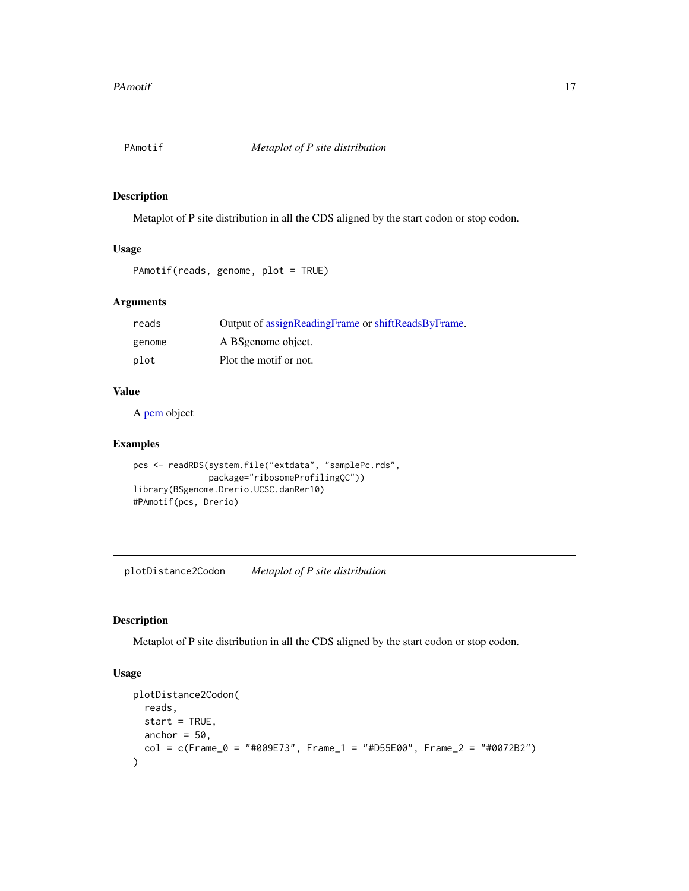## PAmotif *Metaplot of P site distribution*

### Description

Metaplot of P site distribution in all the CDS aligned by the start codon or stop codon.

### Usage

```
PAmotif(reads, genome, plot = TRUE)
```

### Arguments

| | |
|---|---|
| reads | Output of assignReadingFrame or shiftReadsByFrame. |
| genome | A BSgenome object. |
| plot | Plot the motif or not. |

### Value

A pcm object

### Examples

```
pcs <- readRDS(system.file("extdata", "samplePc.rds",
              package="ribosomeProfilingQC"))
library(BSgenome.Drerio.UCSC.danRer10)
#PAmotif(pcs, Drerio)
```

## plotDistance2Codon *Metaplot of P site distribution*

### Description

Metaplot of P site distribution in all the CDS aligned by the start codon or stop codon.

### Usage

```
plotDistance2Codon(
  reads,
  start = TRUE,
  anchor = 50,
  col = c(Frame_0 = "#009E73", Frame_1 = "#D55E00", Frame_2 = "#0072B2")
)
```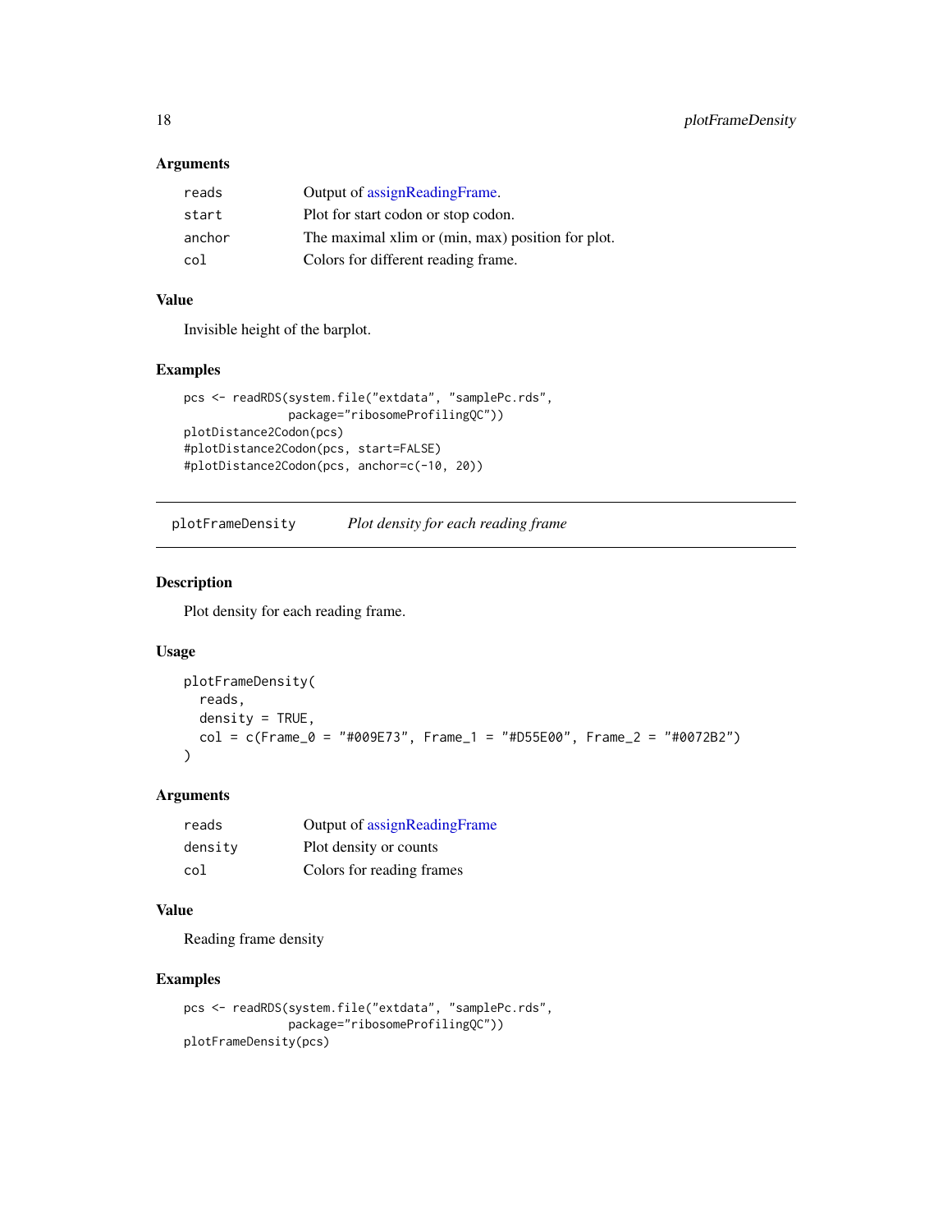### Arguments

| | |
|---|---|
| reads | Output of assignReadingFrame. |
| start | Plot for start codon or stop codon. |
| anchor | The maximal xlim or (min, max) position for plot. |
| col | Colors for different reading frame. |

### Value

Invisible height of the barplot.

### Examples

```
pcs <- readRDS(system.file("extdata", "samplePc.rds",
              package="ribosomeProfilingQC"))
plotDistance2Codon(pcs)
#plotDistance2Codon(pcs, start=FALSE)
#plotDistance2Codon(pcs, anchor=c(-10, 20))
```

---

## plotFrameDensity *Plot density for each reading frame*

### Description

Plot density for each reading frame.

### Usage

```
plotFrameDensity(
  reads,
  density = TRUE,
  col = c(Frame_0 = "#009E73", Frame_1 = "#D55E00", Frame_2 = "#0072B2")
)
```

### Arguments

| | |
|---|---|
| reads | Output of assignReadingFrame |
| density | Plot density or counts |
| col | Colors for reading frames |

### Value

Reading frame density

### Examples

```
pcs <- readRDS(system.file("extdata", "samplePc.rds",
              package="ribosomeProfilingQC"))
plotFrameDensity(pcs)
```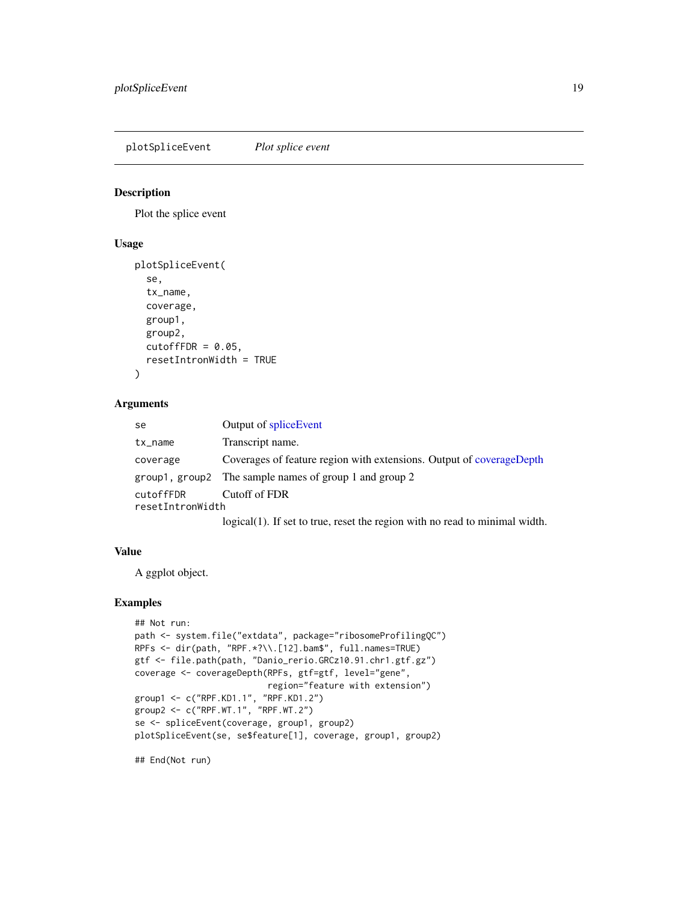## plotSpliceEvent *Plot splice event*

### Description

Plot the splice event

### Usage

```
plotSpliceEvent(
  se,
  tx_name,
  coverage,
  group1,
  group2,
  cutoffFDR = 0.05,
  resetIntronWidth = TRUE
)
```

### Arguments

| | |
|---|---|
| se | Output of spliceEvent |
| tx_name | Transcript name. |
| coverage | Coverages of feature region with extensions. Output of coverageDepth |
| group1, group2 | The sample names of group 1 and group 2 |
| cutoffFDR | Cutoff of FDR |
| resetIntronWidth | logical(1). If set to true, reset the region with no read to minimal width. |

### Value

A ggplot object.

### Examples

```
## Not run:
path <- system.file("extdata", package="ribosomeProfilingQC")
RPFs <- dir(path, "RPF.*?\\.[12].bam$", full.names=TRUE)
gtf <- file.path(path, "Danio_rerio.GRCz10.91.chr1.gtf.gz")
coverage <- coverageDepth(RPFs, gtf=gtf, level="gene",
                          region="feature with extension")
group1 <- c("RPF.KD1.1", "RPF.KD1.2")
group2 <- c("RPF.WT.1", "RPF.WT.2")
se <- spliceEvent(coverage, group1, group2)
plotSpliceEvent(se, se$feature[1], coverage, group1, group2)

## End(Not run)
```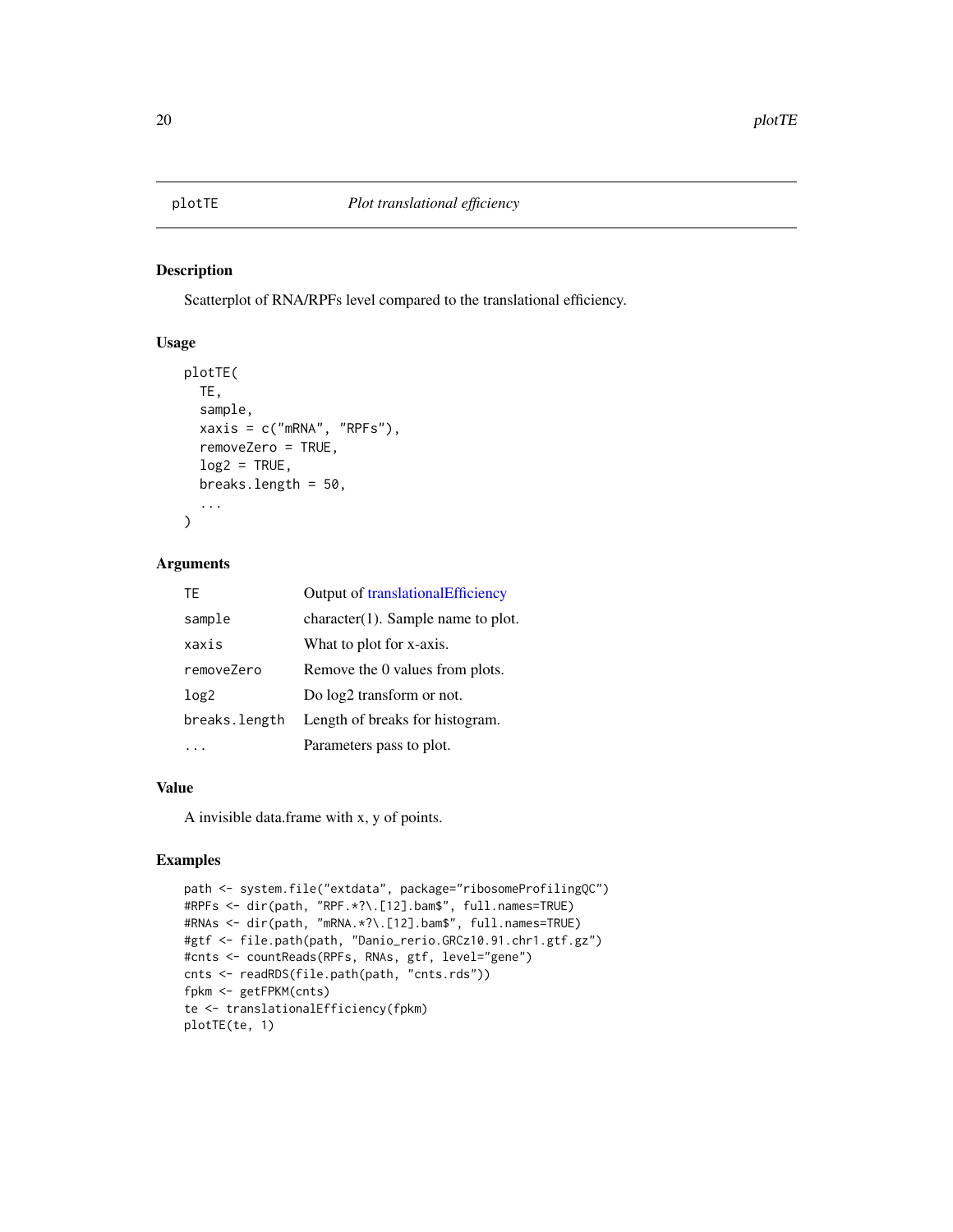# plotTE — *Plot translational efficiency*

## Description

Scatterplot of RNA/RPFs level compared to the translational efficiency.

## Usage

```
plotTE(
  TE,
  sample,
  xaxis = c("mRNA", "RPFs"),
  removeZero = TRUE,
  log2 = TRUE,
  breaks.length = 50,
  ...
)
```

## Arguments

| | |
|---|---|
| TE | Output of translationalEfficiency |
| sample | character(1). Sample name to plot. |
| xaxis | What to plot for x-axis. |
| removeZero | Remove the 0 values from plots. |
| log2 | Do log2 transform or not. |
| breaks.length | Length of breaks for histogram. |
| ... | Parameters pass to plot. |

## Value

A invisible data.frame with x, y of points.

## Examples

```
path <- system.file("extdata", package="ribosomeProfilingQC")
#RPFs <- dir(path, "RPF.*?\.[12].bam$", full.names=TRUE)
#RNAs <- dir(path, "mRNA.*?\.[12].bam$", full.names=TRUE)
#gtf <- file.path(path, "Danio_rerio.GRCz10.91.chr1.gtf.gz")
#cnts <- countReads(RPFs, RNAs, gtf, level="gene")
cnts <- readRDS(file.path(path, "cnts.rds"))
fpkm <- getFPKM(cnts)
te <- translationalEfficiency(fpkm)
plotTE(te, 1)
```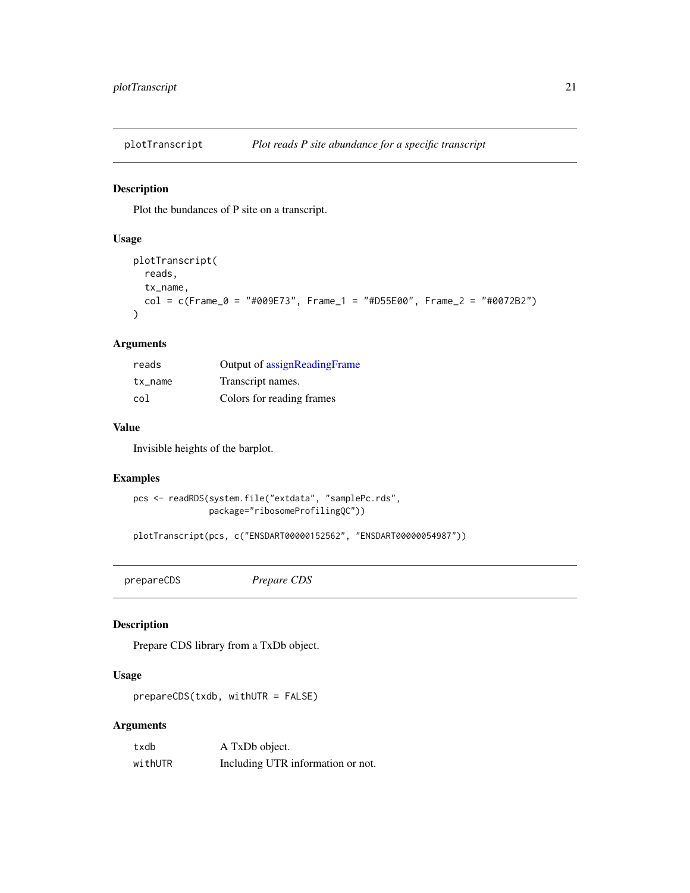## plotTranscript — *Plot reads P site abundance for a specific transcript*

### Description

Plot the bundances of P site on a transcript.

### Usage

```
plotTranscript(
  reads,
  tx_name,
  col = c(Frame_0 = "#009E73", Frame_1 = "#D55E00", Frame_2 = "#0072B2")
)
```

### Arguments

| | |
|---|---|
| reads | Output of assignReadingFrame |
| tx_name | Transcript names. |
| col | Colors for reading frames |

### Value

Invisible heights of the barplot.

### Examples

```
pcs <- readRDS(system.file("extdata", "samplePc.rds",
              package="ribosomeProfilingQC"))

plotTranscript(pcs, c("ENSDART00000152562", "ENSDART00000054987"))
```

## prepareCDS — *Prepare CDS*

### Description

Prepare CDS library from a TxDb object.

### Usage

```
prepareCDS(txdb, withUTR = FALSE)
```

### Arguments

| | |
|---|---|
| txdb | A TxDb object. |
| withUTR | Including UTR information or not. |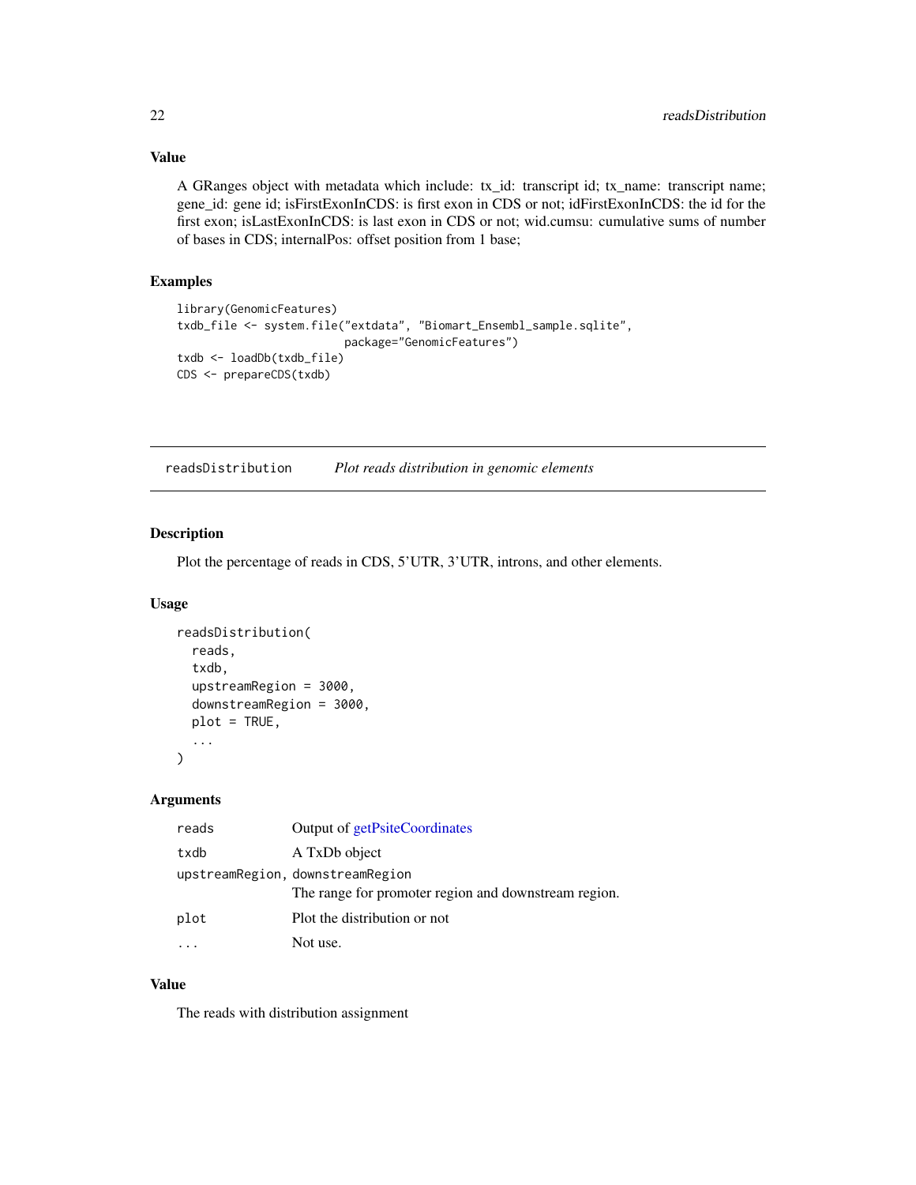### Value

A GRanges object with metadata which include: tx_id: transcript id; tx_name: transcript name; gene_id: gene id; isFirstExonInCDS: is first exon in CDS or not; idFirstExonInCDS: the id for the first exon; isLastExonInCDS: is last exon in CDS or not; wid.cumsu: cumulative sums of number of bases in CDS; internalPos: offset position from 1 base;

### Examples

```
library(GenomicFeatures)
txdb_file <- system.file("extdata", "Biomart_Ensembl_sample.sqlite",
                         package="GenomicFeatures")
txdb <- loadDb(txdb_file)
CDS <- prepareCDS(txdb)
```

---

## readsDistribution *Plot reads distribution in genomic elements*

### Description

Plot the percentage of reads in CDS, 5'UTR, 3'UTR, introns, and other elements.

### Usage

```
readsDistribution(
  reads,
  txdb,
  upstreamRegion = 3000,
  downstreamRegion = 3000,
  plot = TRUE,
  ...
)
```

### Arguments

| | |
|---|---|
| reads | Output of getPsiteCoordinates |
| txdb | A TxDb object |
| upstreamRegion, downstreamRegion | The range for promoter region and downstream region. |
| plot | Plot the distribution or not |
| ... | Not use. |

### Value

The reads with distribution assignment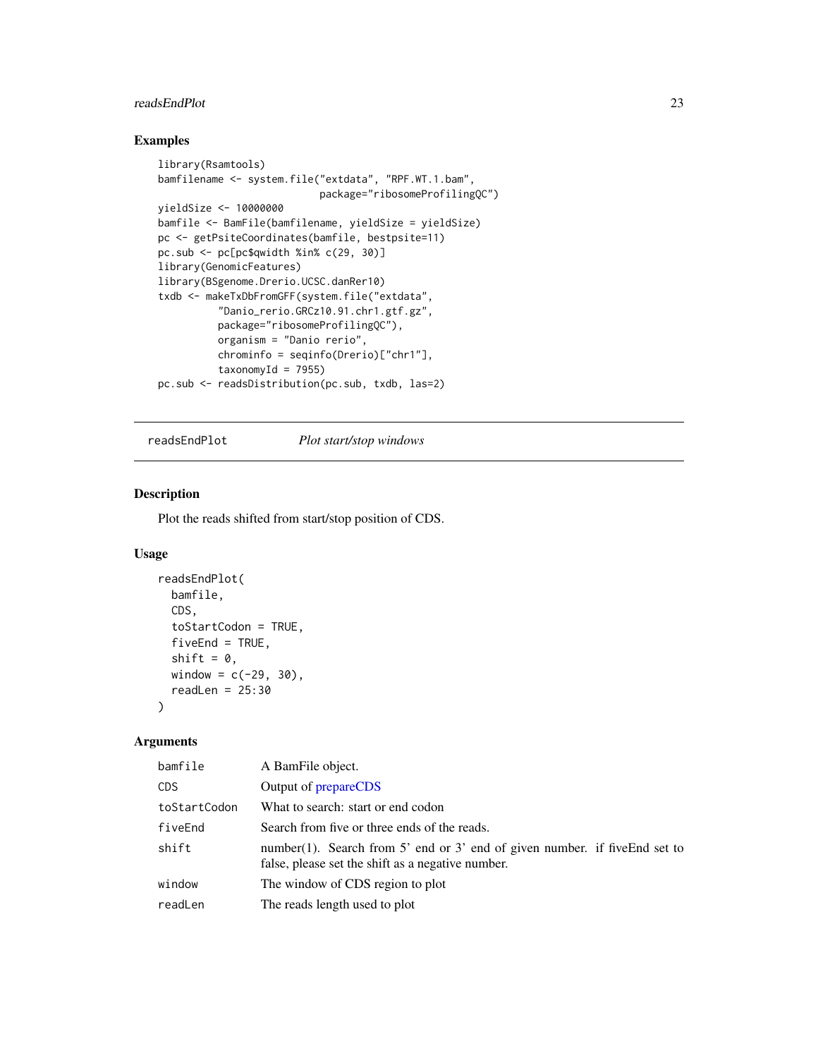## Examples

```
library(Rsamtools)
bamfilename <- system.file("extdata", "RPF.WT.1.bam",
                           package="ribosomeProfilingQC")
yieldSize <- 10000000
bamfile <- BamFile(bamfilename, yieldSize = yieldSize)
pc <- getPsiteCoordinates(bamfile, bestpsite=11)
pc.sub <- pc[pc$qwidth %in% c(29, 30)]
library(GenomicFeatures)
library(BSgenome.Drerio.UCSC.danRer10)
txdb <- makeTxDbFromGFF(system.file("extdata",
          "Danio_rerio.GRCz10.91.chr1.gtf.gz",
          package="ribosomeProfilingQC"),
          organism = "Danio rerio",
          chrominfo = seqinfo(Drerio)["chr1"],
          taxonomyId = 7955)
pc.sub <- readsDistribution(pc.sub, txdb, las=2)
```

---

# readsEndPlot *Plot start/stop windows*

## Description

Plot the reads shifted from start/stop position of CDS.

## Usage

```
readsEndPlot(
  bamfile,
  CDS,
  toStartCodon = TRUE,
  fiveEnd = TRUE,
  shift = 0,
  window = c(-29, 30),
  readLen = 25:30
)
```

## Arguments

| | |
|---|---|
| bamfile | A BamFile object. |
| CDS | Output of prepareCDS |
| toStartCodon | What to search: start or end codon |
| fiveEnd | Search from five or three ends of the reads. |
| shift | number(1). Search from 5' end or 3' end of given number. if fiveEnd set to false, please set the shift as a negative number. |
| window | The window of CDS region to plot |
| readLen | The reads length used to plot |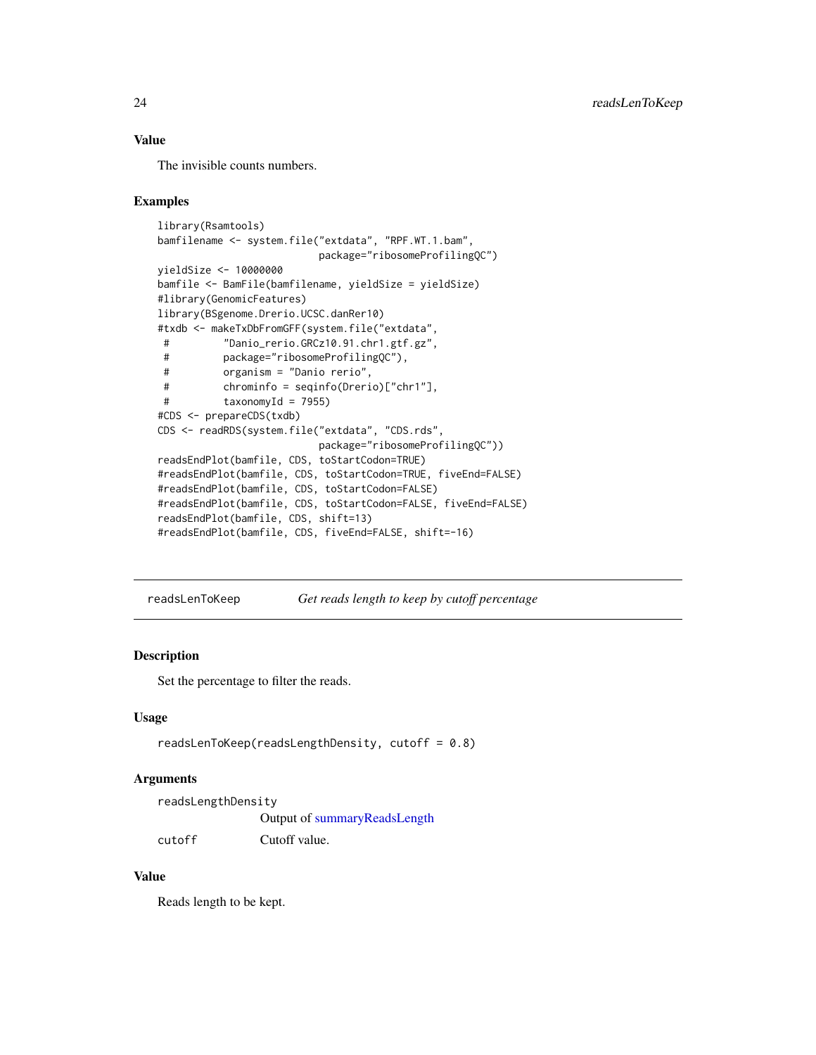## Value

The invisible counts numbers.

## Examples

```
library(Rsamtools)
bamfilename <- system.file("extdata", "RPF.WT.1.bam",
                           package="ribosomeProfilingQC")
yieldSize <- 10000000
bamfile <- BamFile(bamfilename, yieldSize = yieldSize)
#library(GenomicFeatures)
library(BSgenome.Drerio.UCSC.danRer10)
#txdb <- makeTxDbFromGFF(system.file("extdata",
 #         "Danio_rerio.GRCz10.91.chr1.gtf.gz",
 #         package="ribosomeProfilingQC"),
 #         organism = "Danio rerio",
 #         chrominfo = seqinfo(Drerio)["chr1"],
 #         taxonomyId = 7955)
#CDS <- prepareCDS(txdb)
CDS <- readRDS(system.file("extdata", "CDS.rds",
                           package="ribosomeProfilingQC"))
readsEndPlot(bamfile, CDS, toStartCodon=TRUE)
#readsEndPlot(bamfile, CDS, toStartCodon=TRUE, fiveEnd=FALSE)
#readsEndPlot(bamfile, CDS, toStartCodon=FALSE)
#readsEndPlot(bamfile, CDS, toStartCodon=FALSE, fiveEnd=FALSE)
readsEndPlot(bamfile, CDS, shift=13)
#readsEndPlot(bamfile, CDS, fiveEnd=FALSE, shift=-16)
```

---

# readsLenToKeep — *Get reads length to keep by cutoff percentage*

---

## Description

Set the percentage to filter the reads.

## Usage

```
readsLenToKeep(readsLengthDensity, cutoff = 0.8)
```

## Arguments

| | |
|---|---|
| `readsLengthDensity` | Output of summaryReadsLength |
| `cutoff` | Cutoff value. |

## Value

Reads length to be kept.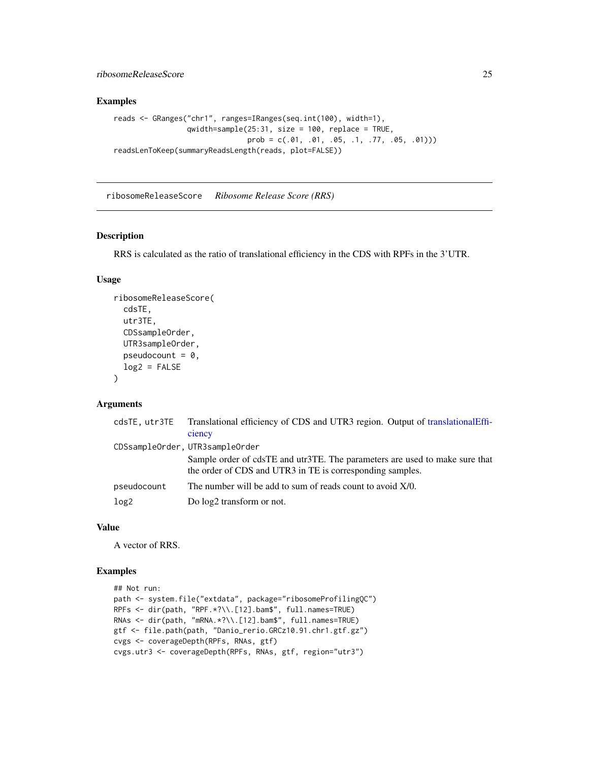## Examples

```
reads <- GRanges("chr1", ranges=IRanges(seq.int(100), width=1),
                 qwidth=sample(25:31, size = 100, replace = TRUE,
                               prob = c(.01, .01, .05, .1, .77, .05, .01)))
readsLenToKeep(summaryReadsLength(reads, plot=FALSE))
```

---

# ribosomeReleaseScore *Ribosome Release Score (RRS)*

## Description

RRS is calculated as the ratio of translational efficiency in the CDS with RPFs in the 3'UTR.

## Usage

```
ribosomeReleaseScore(
  cdsTE,
  utr3TE,
  CDSsampleOrder,
  UTR3sampleOrder,
  pseudocount = 0,
  log2 = FALSE
)
```

## Arguments

| | |
|---|---|
| cdsTE, utr3TE | Translational efficiency of CDS and UTR3 region. Output of translationalEfficiency |
| CDSsampleOrder, UTR3sampleOrder | Sample order of cdsTE and utr3TE. The parameters are used to make sure that the order of CDS and UTR3 in TE is corresponding samples. |
| pseudocount | The number will be add to sum of reads count to avoid X/0. |
| log2 | Do log2 transform or not. |

## Value

A vector of RRS.

## Examples

```
## Not run:
path <- system.file("extdata", package="ribosomeProfilingQC")
RPFs <- dir(path, "RPF.*?\\.[12].bam$", full.names=TRUE)
RNAs <- dir(path, "mRNA.*?\\.[12].bam$", full.names=TRUE)
gtf <- file.path(path, "Danio_rerio.GRCz10.91.chr1.gtf.gz")
cvgs <- coverageDepth(RPFs, RNAs, gtf)
cvgs.utr3 <- coverageDepth(RPFs, RNAs, gtf, region="utr3")
```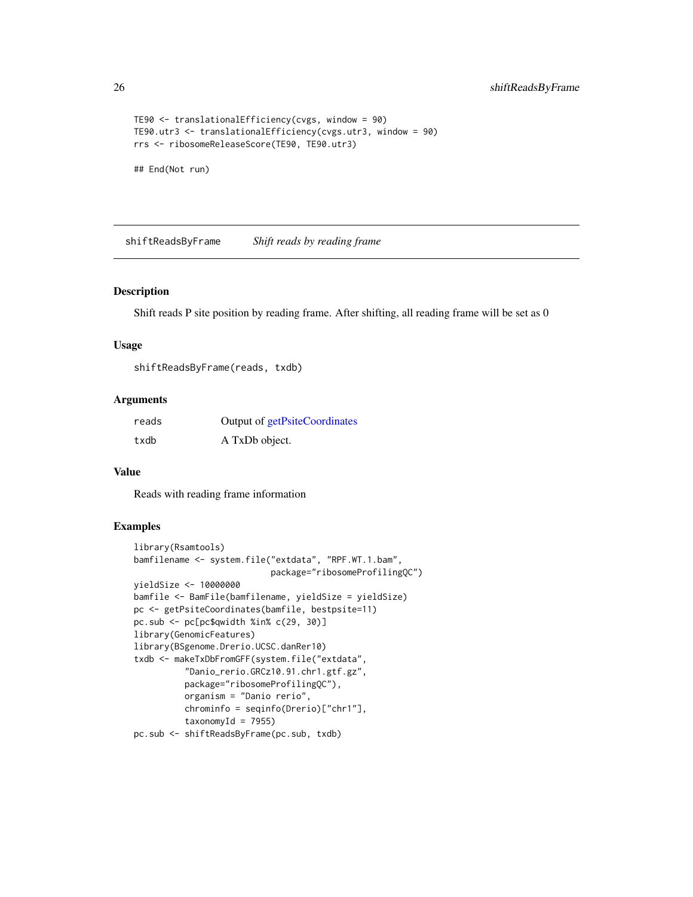```
TE90 <- translationalEfficiency(cvgs, window = 90)
TE90.utr3 <- translationalEfficiency(cvgs.utr3, window = 90)
rrs <- ribosomeReleaseScore(TE90, TE90.utr3)

## End(Not run)
```

## shiftReadsByFrame *Shift reads by reading frame*

### Description

Shift reads P site position by reading frame. After shifting, all reading frame will be set as 0

### Usage

```
shiftReadsByFrame(reads, txdb)
```

### Arguments

| | |
|---|---|
| reads | Output of getPsiteCoordinates |
| txdb | A TxDb object. |

### Value

Reads with reading frame information

### Examples

```
library(Rsamtools)
bamfilename <- system.file("extdata", "RPF.WT.1.bam",
                           package="ribosomeProfilingQC")
yieldSize <- 10000000
bamfile <- BamFile(bamfilename, yieldSize = yieldSize)
pc <- getPsiteCoordinates(bamfile, bestpsite=11)
pc.sub <- pc[pc$qwidth %in% c(29, 30)]
library(GenomicFeatures)
library(BSgenome.Drerio.UCSC.danRer10)
txdb <- makeTxDbFromGFF(system.file("extdata",
          "Danio_rerio.GRCz10.91.chr1.gtf.gz",
          package="ribosomeProfilingQC"),
          organism = "Danio rerio",
          chrominfo = seqinfo(Drerio)["chr1"],
          taxonomyId = 7955)
pc.sub <- shiftReadsByFrame(pc.sub, txdb)
```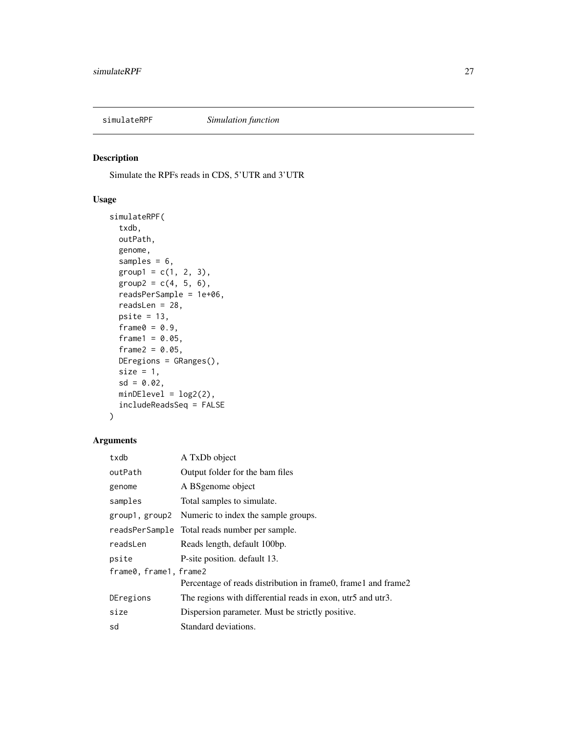simulateRPF *Simulation function*

## Description

Simulate the RPFs reads in CDS, 5'UTR and 3'UTR

## Usage

```
simulateRPF(
  txdb,
  outPath,
  genome,
  samples = 6,
  group1 = c(1, 2, 3),
  group2 = c(4, 5, 6),
  readsPerSample = 1e+06,
  readsLen = 28,
  psite = 13,
  frame0 = 0.9,
  frame1 = 0.05,
  frame2 = 0.05,
  DEregions = GRanges(),
  size = 1,
  sd = 0.02,
  minDElevel = log2(2),
  includeReadsSeq = FALSE
)
```

## Arguments

| | |
|---|---|
| `txdb` | A TxDb object |
| `outPath` | Output folder for the bam files |
| `genome` | A BSgenome object |
| `samples` | Total samples to simulate. |
| `group1, group2` | Numeric to index the sample groups. |
| `readsPerSample` | Total reads number per sample. |
| `readsLen` | Reads length, default 100bp. |
| `psite` | P-site position. default 13. |
| `frame0, frame1, frame2` | Percentage of reads distribution in frame0, frame1 and frame2 |
| `DEregions` | The regions with differential reads in exon, utr5 and utr3. |
| `size` | Dispersion parameter. Must be strictly positive. |
| `sd` | Standard deviations. |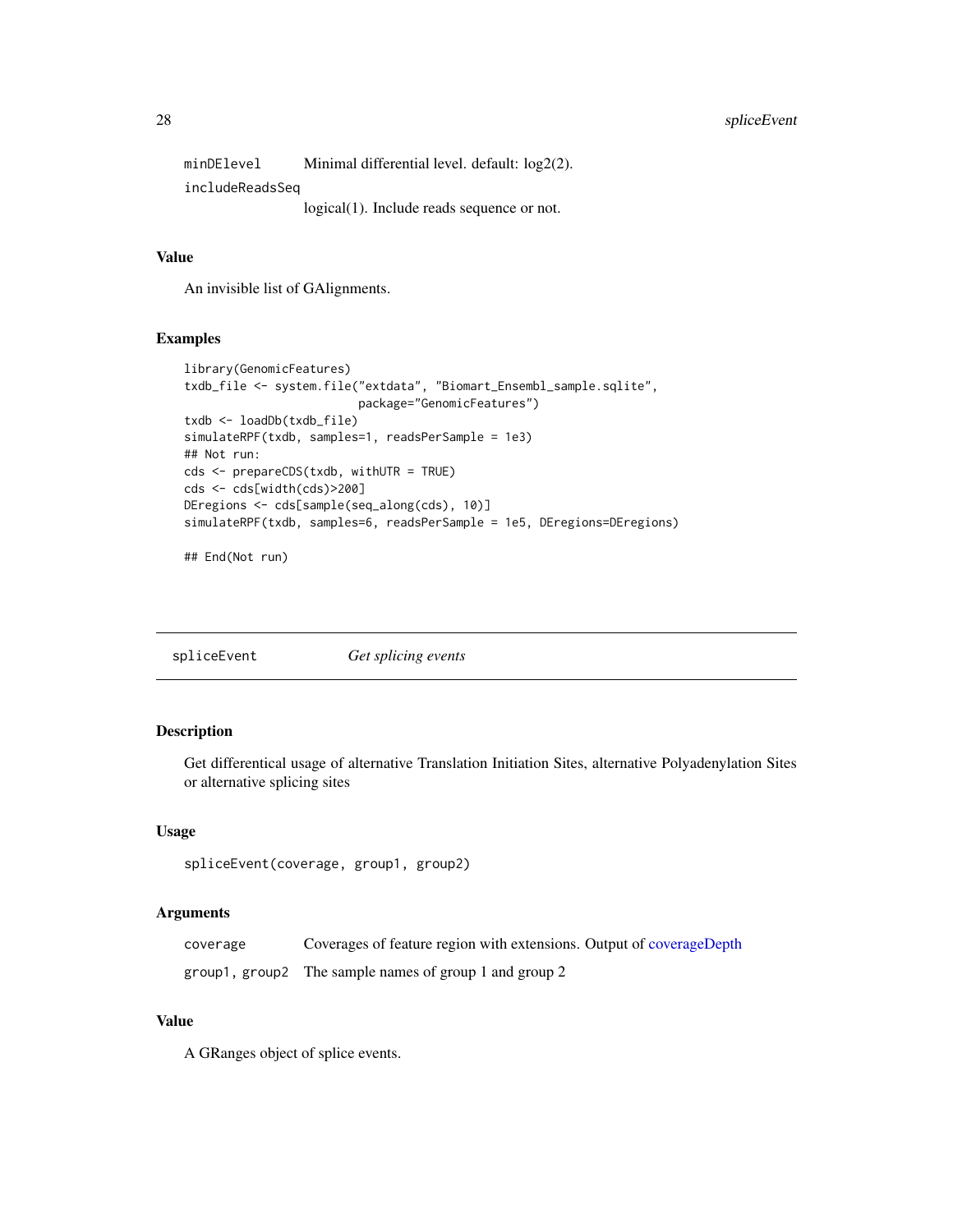| | |
|---|---|
| minDElevel | Minimal differential level. default: log2(2). |
| includeReadsSeq | logical(1). Include reads sequence or not. |

### Value

An invisible list of GAlignments.

### Examples

```
library(GenomicFeatures)
txdb_file <- system.file("extdata", "Biomart_Ensembl_sample.sqlite",
                         package="GenomicFeatures")
txdb <- loadDb(txdb_file)
simulateRPF(txdb, samples=1, readsPerSample = 1e3)
## Not run:
cds <- prepareCDS(txdb, withUTR = TRUE)
cds <- cds[width(cds)>200]
DEregions <- cds[sample(seq_along(cds), 10)]
simulateRPF(txdb, samples=6, readsPerSample = 1e5, DEregions=DEregions)

## End(Not run)
```

---

## spliceEvent *Get splicing events*

### Description

Get differentical usage of alternative Translation Initiation Sites, alternative Polyadenylation Sites or alternative splicing sites

### Usage

```
spliceEvent(coverage, group1, group2)
```

### Arguments

| | |
|---|---|
| coverage | Coverages of feature region with extensions. Output of coverageDepth |
| group1, group2 | The sample names of group 1 and group 2 |

### Value

A GRanges object of splice events.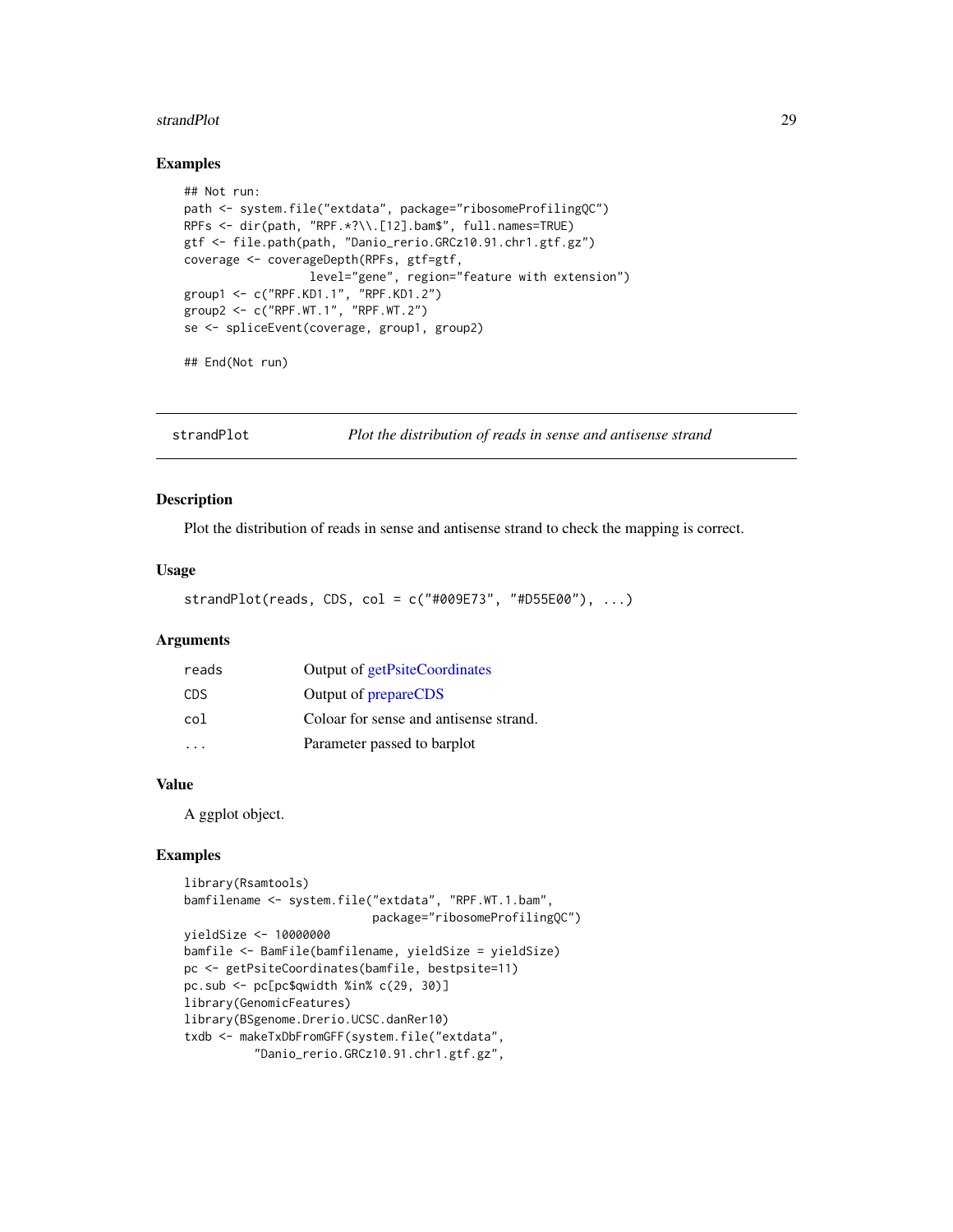### Examples

```
## Not run:
path <- system.file("extdata", package="ribosomeProfilingQC")
RPFs <- dir(path, "RPF.*?\\.[12].bam$", full.names=TRUE)
gtf <- file.path(path, "Danio_rerio.GRCz10.91.chr1.gtf.gz")
coverage <- coverageDepth(RPFs, gtf=gtf,
                  level="gene", region="feature with extension")
group1 <- c("RPF.KD1.1", "RPF.KD1.2")
group2 <- c("RPF.WT.1", "RPF.WT.2")
se <- spliceEvent(coverage, group1, group2)

## End(Not run)
```

---

## strandPlot — *Plot the distribution of reads in sense and antisense strand*

### Description

Plot the distribution of reads in sense and antisense strand to check the mapping is correct.

### Usage

```
strandPlot(reads, CDS, col = c("#009E73", "#D55E00"), ...)
```

### Arguments

| | |
|---|---|
| reads | Output of getPsiteCoordinates |
| CDS | Output of prepareCDS |
| col | Coloar for sense and antisense strand. |
| ... | Parameter passed to barplot |

### Value

A ggplot object.

### Examples

```
library(Rsamtools)
bamfilename <- system.file("extdata", "RPF.WT.1.bam",
                           package="ribosomeProfilingQC")
yieldSize <- 10000000
bamfile <- BamFile(bamfilename, yieldSize = yieldSize)
pc <- getPsiteCoordinates(bamfile, bestpsite=11)
pc.sub <- pc[pc$qwidth %in% c(29, 30)]
library(GenomicFeatures)
library(BSgenome.Drerio.UCSC.danRer10)
txdb <- makeTxDbFromGFF(system.file("extdata",
          "Danio_rerio.GRCz10.91.chr1.gtf.gz",
```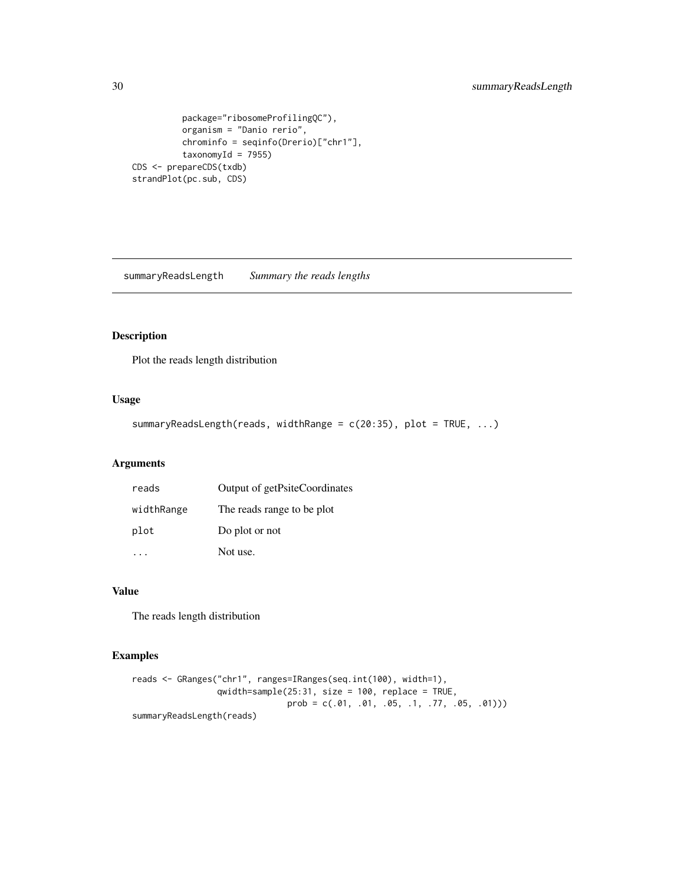```
          package="ribosomeProfilingQC"),
          organism = "Danio rerio",
          chrominfo = seqinfo(Drerio)["chr1"],
          taxonomyId = 7955)
CDS <- prepareCDS(txdb)
strandPlot(pc.sub, CDS)
```

## summaryReadsLength *Summary the reads lengths*

### Description

Plot the reads length distribution

### Usage

```
summaryReadsLength(reads, widthRange = c(20:35), plot = TRUE, ...)
```

### Arguments

| | |
|---|---|
| reads | Output of getPsiteCoordinates |
| widthRange | The reads range to be plot |
| plot | Do plot or not |
| ... | Not use. |

### Value

The reads length distribution

### Examples

```
reads <- GRanges("chr1", ranges=IRanges(seq.int(100), width=1),
                 qwidth=sample(25:31, size = 100, replace = TRUE,
                               prob = c(.01, .01, .05, .1, .77, .05, .01)))
summaryReadsLength(reads)
```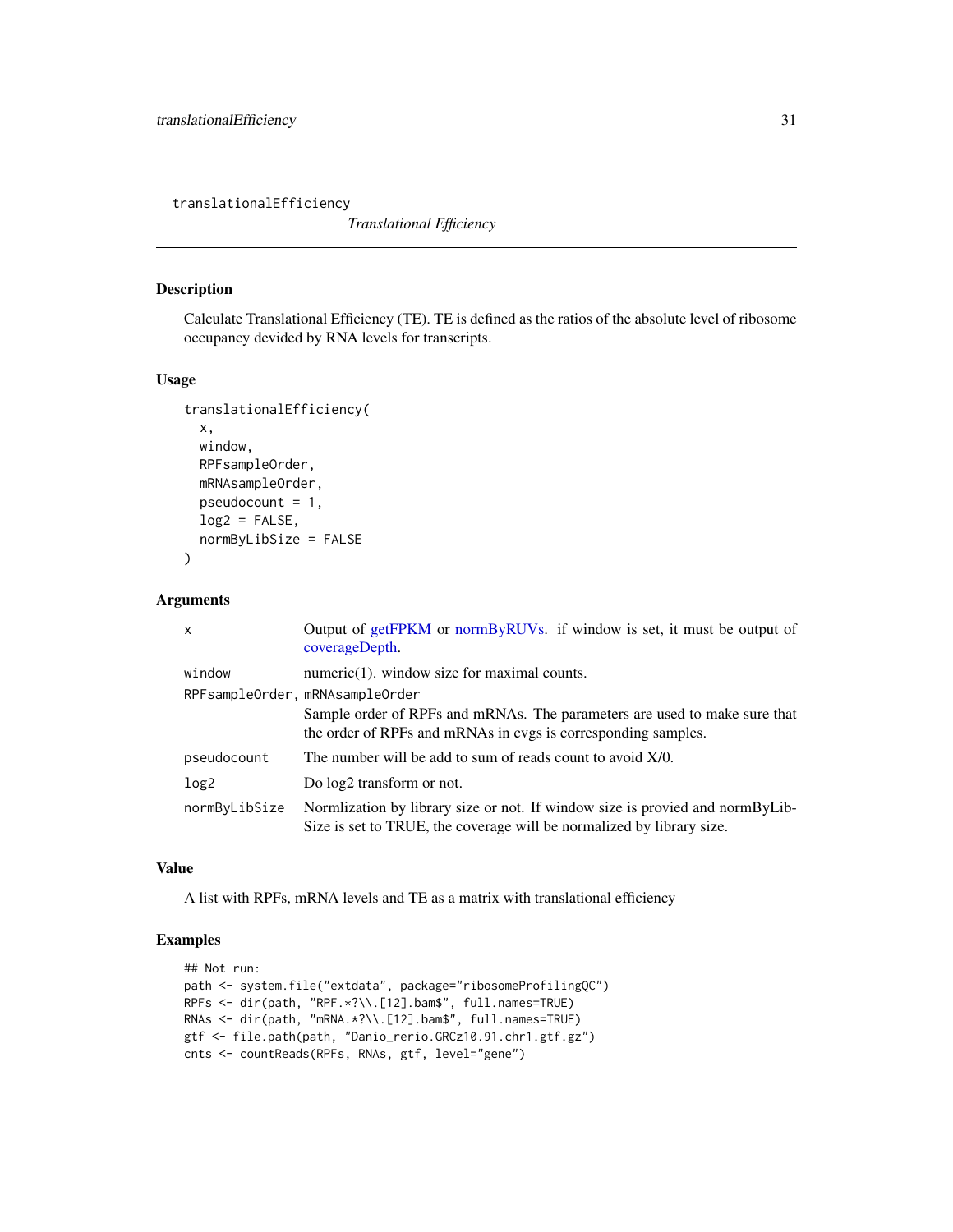`translationalEfficiency` *Translational Efficiency*

---

## Description

Calculate Translational Efficiency (TE). TE is defined as the ratios of the absolute level of ribosome occupancy devided by RNA levels for transcripts.

## Usage

```
translationalEfficiency(
  x,
  window,
  RPFsampleOrder,
  mRNAsampleOrder,
  pseudocount = 1,
  log2 = FALSE,
  normByLibSize = FALSE
)
```

## Arguments

| | |
|---|---|
| `x` | Output of getFPKM or normByRUVs. if window is set, it must be output of coverageDepth. |
| `window` | numeric(1). window size for maximal counts. |
| `RPFsampleOrder, mRNAsampleOrder` | Sample order of RPFs and mRNAs. The parameters are used to make sure that the order of RPFs and mRNAs in cvgs is corresponding samples. |
| `pseudocount` | The number will be add to sum of reads count to avoid X/0. |
| `log2` | Do log2 transform or not. |
| `normByLibSize` | Normlization by library size or not. If window size is provied and normByLibSize is set to TRUE, the coverage will be normalized by library size. |

## Value

A list with RPFs, mRNA levels and TE as a matrix with translational efficiency

## Examples

```
## Not run:
path <- system.file("extdata", package="ribosomeProfilingQC")
RPFs <- dir(path, "RPF.*?\\.[12].bam$", full.names=TRUE)
RNAs <- dir(path, "mRNA.*?\\.[12].bam$", full.names=TRUE)
gtf <- file.path(path, "Danio_rerio.GRCz10.91.chr1.gtf.gz")
cnts <- countReads(RPFs, RNAs, gtf, level="gene")
```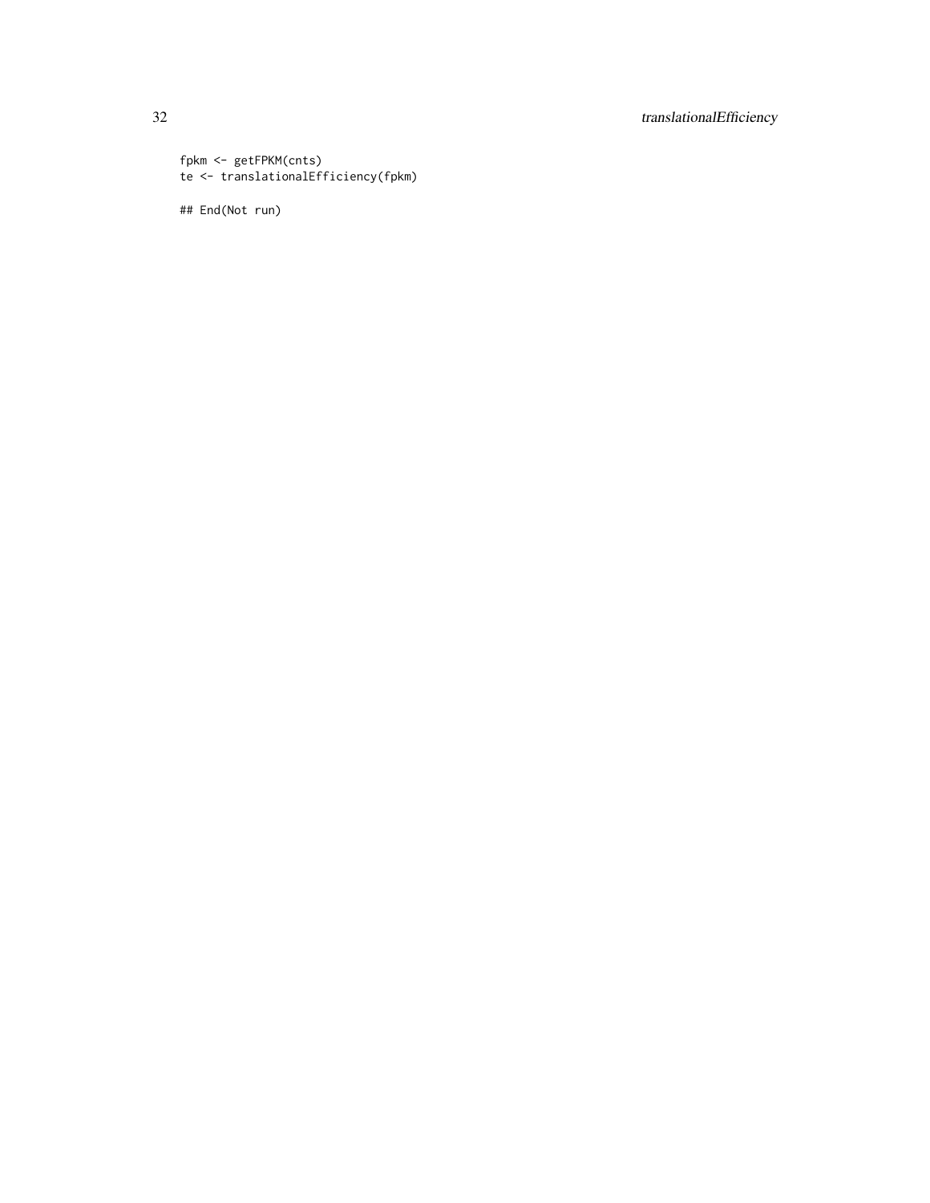```
fpkm <- getFPKM(cnts)
te <- translationalEfficiency(fpkm)

## End(Not run)
```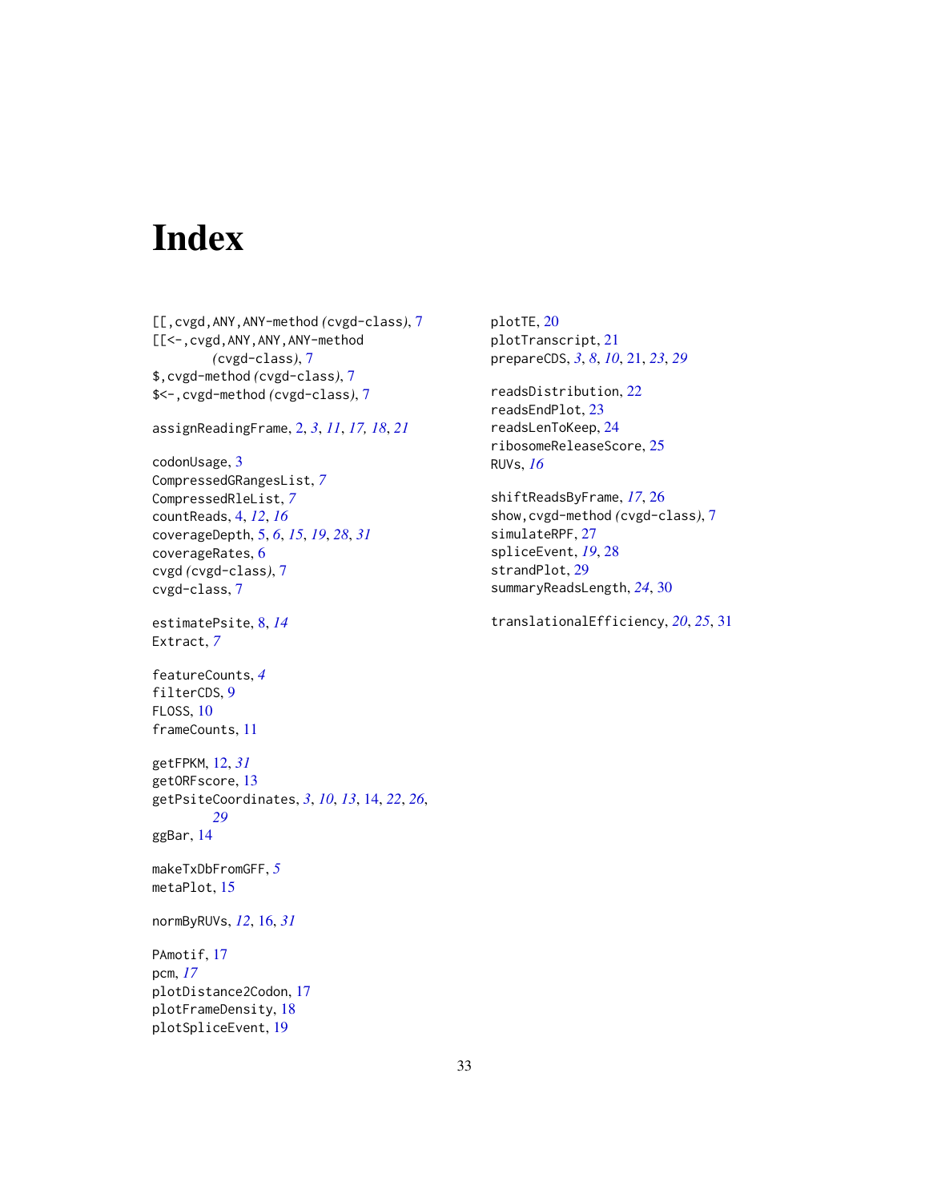# Index

[[,cvgd,ANY,ANY-method *(cvgd-class)*, 7
[[<-,cvgd,ANY,ANY,ANY-method *(cvgd-class)*, 7
$,cvgd-method *(cvgd-class)*, 7
$<-,cvgd-method *(cvgd-class)*, 7

assignReadingFrame, 2, *3*, *11*, *17*, *18*, *21*

codonUsage, 3
CompressedGRangesList, *7*
CompressedRleList, *7*
countReads, 4, *12*, *16*
coverageDepth, 5, *6*, *15*, *19*, *28*, *31*
coverageRates, 6
cvgd *(cvgd-class)*, 7
cvgd-class, 7

estimatePsite, 8, *14*
Extract, *7*

featureCounts, *4*
filterCDS, 9
FLOSS, 10
frameCounts, 11

getFPKM, 12, *31*
getORFscore, 13
getPsiteCoordinates, *3*, *10*, *13*, 14, *22*, *26*, *29*
ggBar, 14

makeTxDbFromGFF, *5*
metaPlot, 15

normByRUVs, *12*, 16, *31*

PAmotif, 17
pcm, *17*
plotDistance2Codon, 17
plotFrameDensity, 18
plotSpliceEvent, 19
plotTE, 20
plotTranscript, 21
prepareCDS, *3*, *8*, *10*, 21, *23*, *29*

readsDistribution, 22
readsEndPlot, 23
readsLenToKeep, 24
ribosomeReleaseScore, 25
RUVs, *16*

shiftReadsByFrame, *17*, 26
show,cvgd-method *(cvgd-class)*, 7
simulateRPF, 27
spliceEvent, *19*, 28
strandPlot, 29
summaryReadsLength, *24*, 30

translationalEfficiency, *20*, *25*, 31